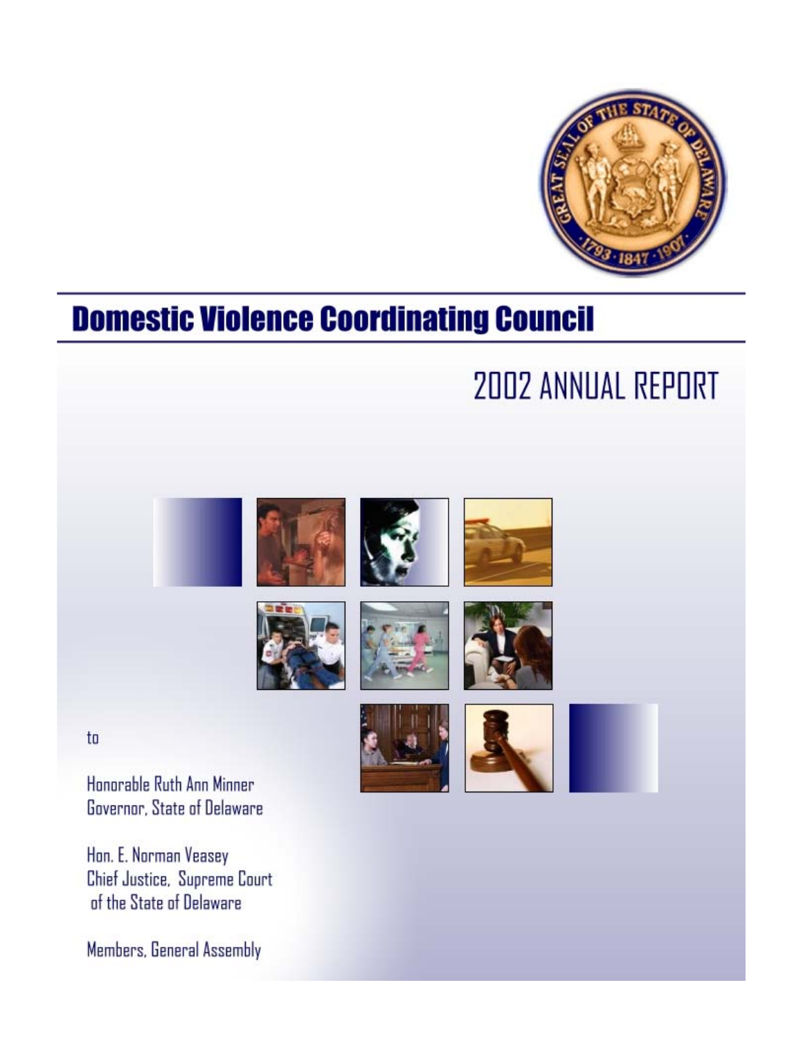# Domestic Violence Coordinating Council

## 2002 ANNUAL REPORT

to

Honorable Ruth Ann Minner
Governor, State of Delaware

Hon. E. Norman Veasey
Chief Justice, Supreme Court
of the State of Delaware

Members, General Assembly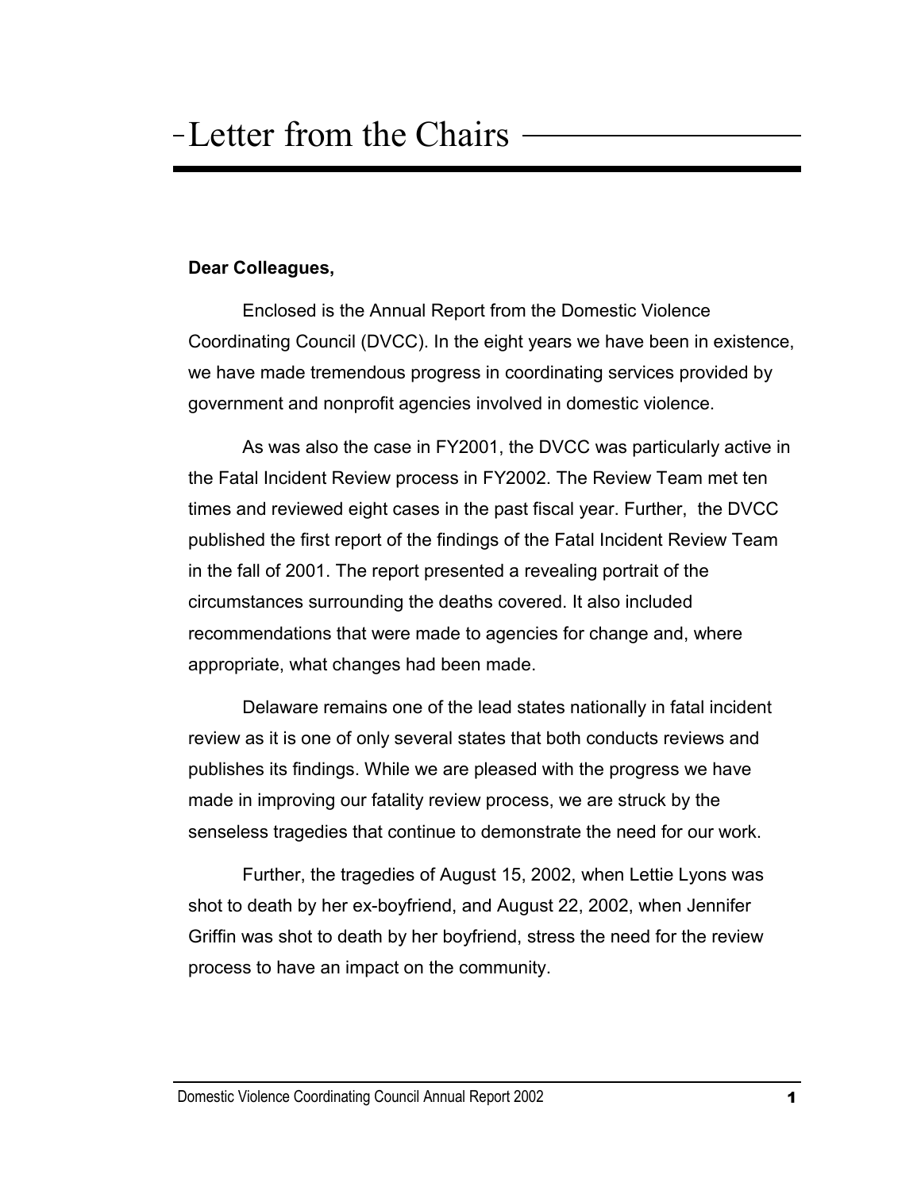# Letter from the Chairs

**Dear Colleagues,**

Enclosed is the Annual Report from the Domestic Violence Coordinating Council (DVCC). In the eight years we have been in existence, we have made tremendous progress in coordinating services provided by government and nonprofit agencies involved in domestic violence.

As was also the case in FY2001, the DVCC was particularly active in the Fatal Incident Review process in FY2002. The Review Team met ten times and reviewed eight cases in the past fiscal year. Further, the DVCC published the first report of the findings of the Fatal Incident Review Team in the fall of 2001. The report presented a revealing portrait of the circumstances surrounding the deaths covered. It also included recommendations that were made to agencies for change and, where appropriate, what changes had been made.

Delaware remains one of the lead states nationally in fatal incident review as it is one of only several states that both conducts reviews and publishes its findings. While we are pleased with the progress we have made in improving our fatality review process, we are struck by the senseless tragedies that continue to demonstrate the need for our work.

Further, the tragedies of August 15, 2002, when Lettie Lyons was shot to death by her ex-boyfriend, and August 22, 2002, when Jennifer Griffin was shot to death by her boyfriend, stress the need for the review process to have an impact on the community.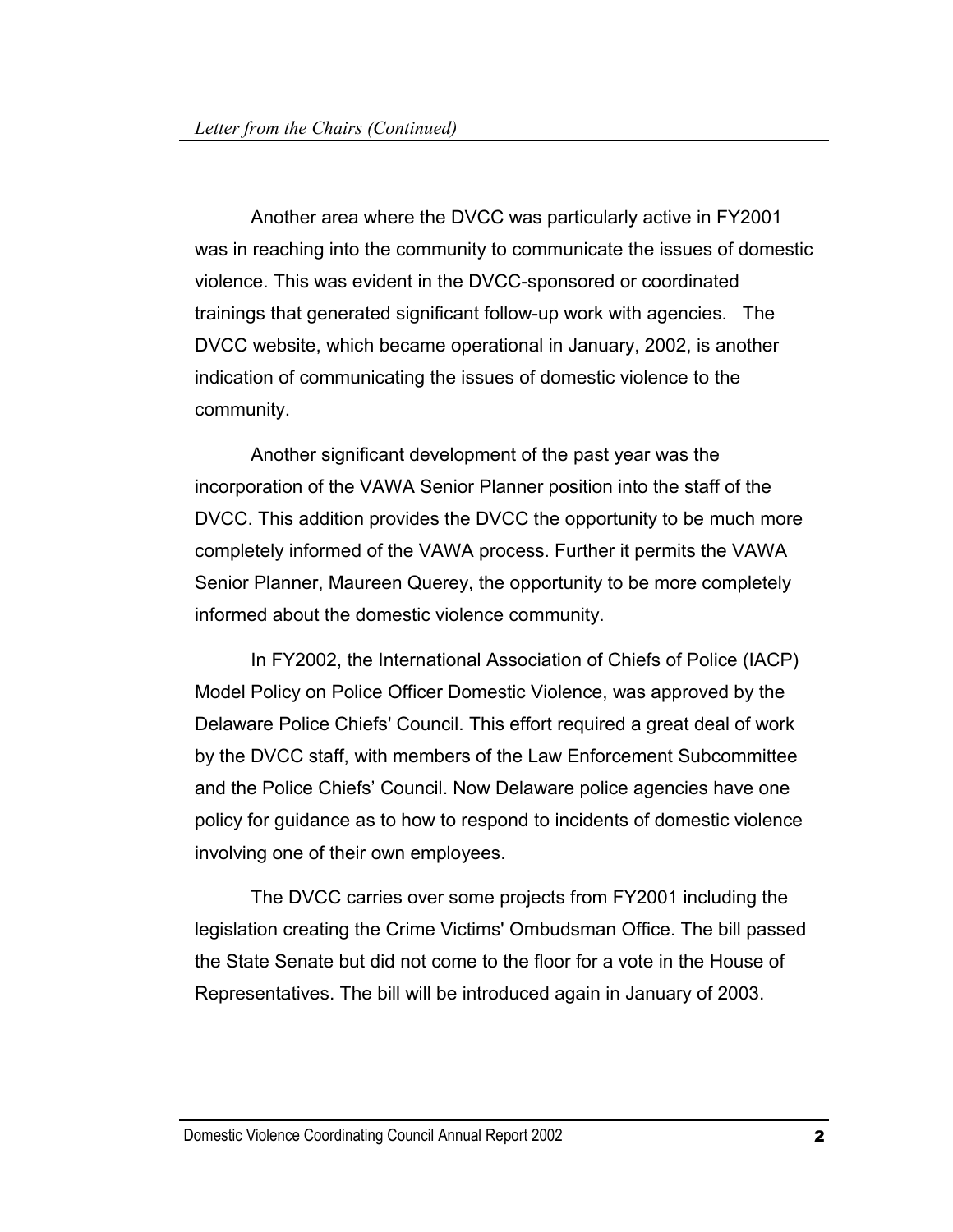Another area where the DVCC was particularly active in FY2001 was in reaching into the community to communicate the issues of domestic violence. This was evident in the DVCC-sponsored or coordinated trainings that generated significant follow-up work with agencies. The DVCC website, which became operational in January, 2002, is another indication of communicating the issues of domestic violence to the community.

Another significant development of the past year was the incorporation of the VAWA Senior Planner position into the staff of the DVCC. This addition provides the DVCC the opportunity to be much more completely informed of the VAWA process. Further it permits the VAWA Senior Planner, Maureen Querey, the opportunity to be more completely informed about the domestic violence community.

In FY2002, the International Association of Chiefs of Police (IACP) Model Policy on Police Officer Domestic Violence, was approved by the Delaware Police Chiefs' Council. This effort required a great deal of work by the DVCC staff, with members of the Law Enforcement Subcommittee and the Police Chiefs' Council. Now Delaware police agencies have one policy for guidance as to how to respond to incidents of domestic violence involving one of their own employees.

The DVCC carries over some projects from FY2001 including the legislation creating the Crime Victims' Ombudsman Office. The bill passed the State Senate but did not come to the floor for a vote in the House of Representatives. The bill will be introduced again in January of 2003.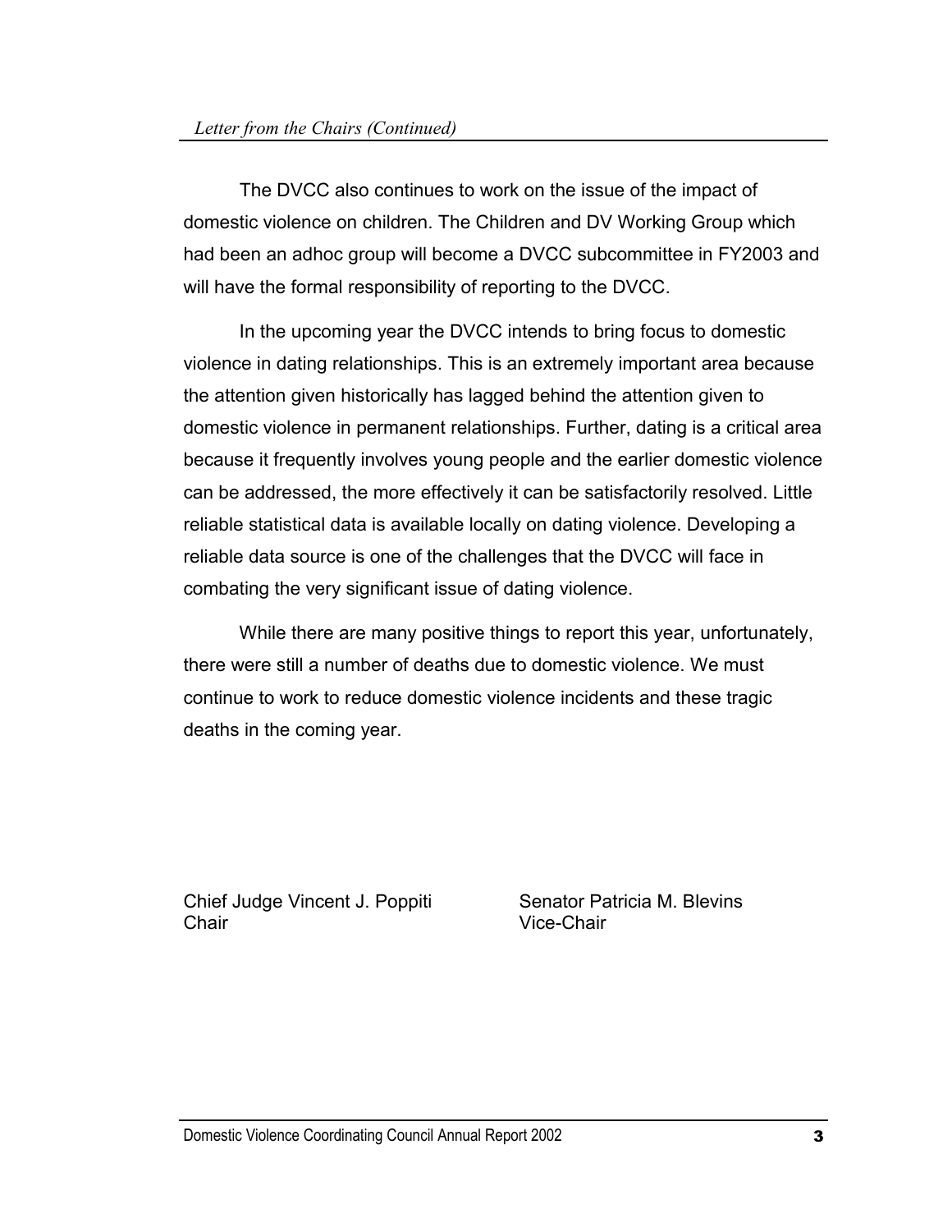*Letter from the Chairs (Continued)*

The DVCC also continues to work on the issue of the impact of domestic violence on children. The Children and DV Working Group which had been an adhoc group will become a DVCC subcommittee in FY2003 and will have the formal responsibility of reporting to the DVCC.

In the upcoming year the DVCC intends to bring focus to domestic violence in dating relationships. This is an extremely important area because the attention given historically has lagged behind the attention given to domestic violence in permanent relationships. Further, dating is a critical area because it frequently involves young people and the earlier domestic violence can be addressed, the more effectively it can be satisfactorily resolved. Little reliable statistical data is available locally on dating violence. Developing a reliable data source is one of the challenges that the DVCC will face in combating the very significant issue of dating violence.

While there are many positive things to report this year, unfortunately, there were still a number of deaths due to domestic violence. We must continue to work to reduce domestic violence incidents and these tragic deaths in the coming year.

Chief Judge Vincent J. Poppiti
Chair

Senator Patricia M. Blevins
Vice-Chair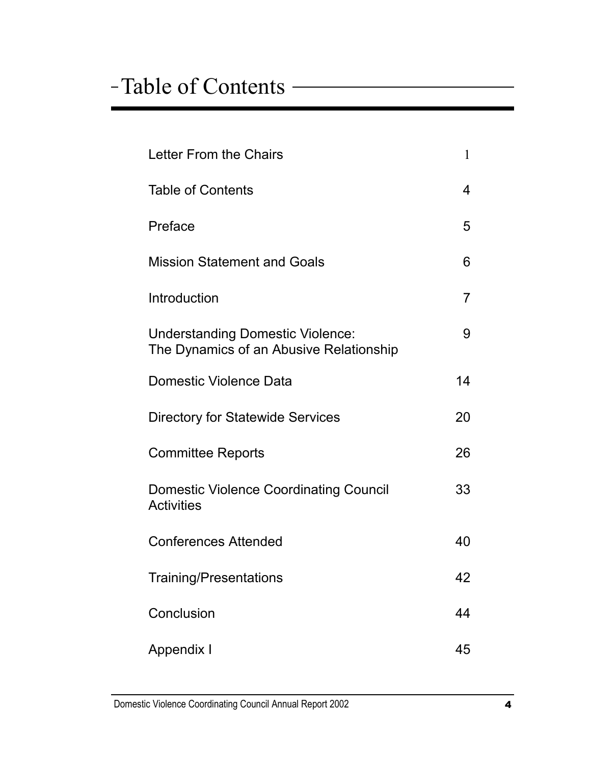# Table of Contents

| | |
|---|---|
| Letter From the Chairs | 1 |
| Table of Contents | 4 |
| Preface | 5 |
| Mission Statement and Goals | 6 |
| Introduction | 7 |
| Understanding Domestic Violence: The Dynamics of an Abusive Relationship | 9 |
| Domestic Violence Data | 14 |
| Directory for Statewide Services | 20 |
| Committee Reports | 26 |
| Domestic Violence Coordinating Council Activities | 33 |
| Conferences Attended | 40 |
| Training/Presentations | 42 |
| Conclusion | 44 |
| Appendix I | 45 |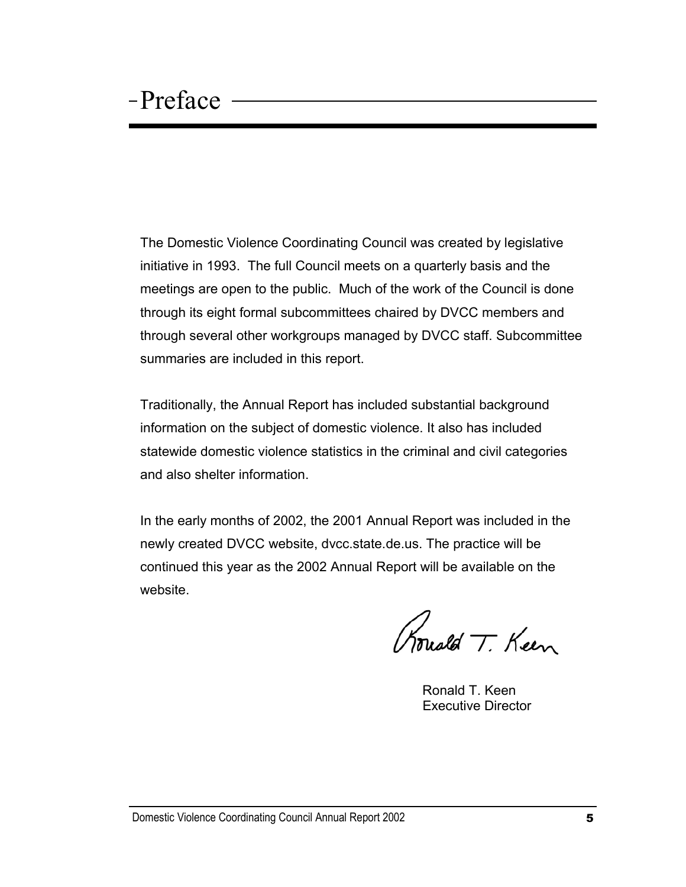# Preface

The Domestic Violence Coordinating Council was created by legislative initiative in 1993. The full Council meets on a quarterly basis and the meetings are open to the public. Much of the work of the Council is done through its eight formal subcommittees chaired by DVCC members and through several other workgroups managed by DVCC staff. Subcommittee summaries are included in this report.

Traditionally, the Annual Report has included substantial background information on the subject of domestic violence. It also has included statewide domestic violence statistics in the criminal and civil categories and also shelter information.

In the early months of 2002, the 2001 Annual Report was included in the newly created DVCC website, dvcc.state.de.us. The practice will be continued this year as the 2002 Annual Report will be available on the website.

Ronald T. Keen

Ronald T. Keen
Executive Director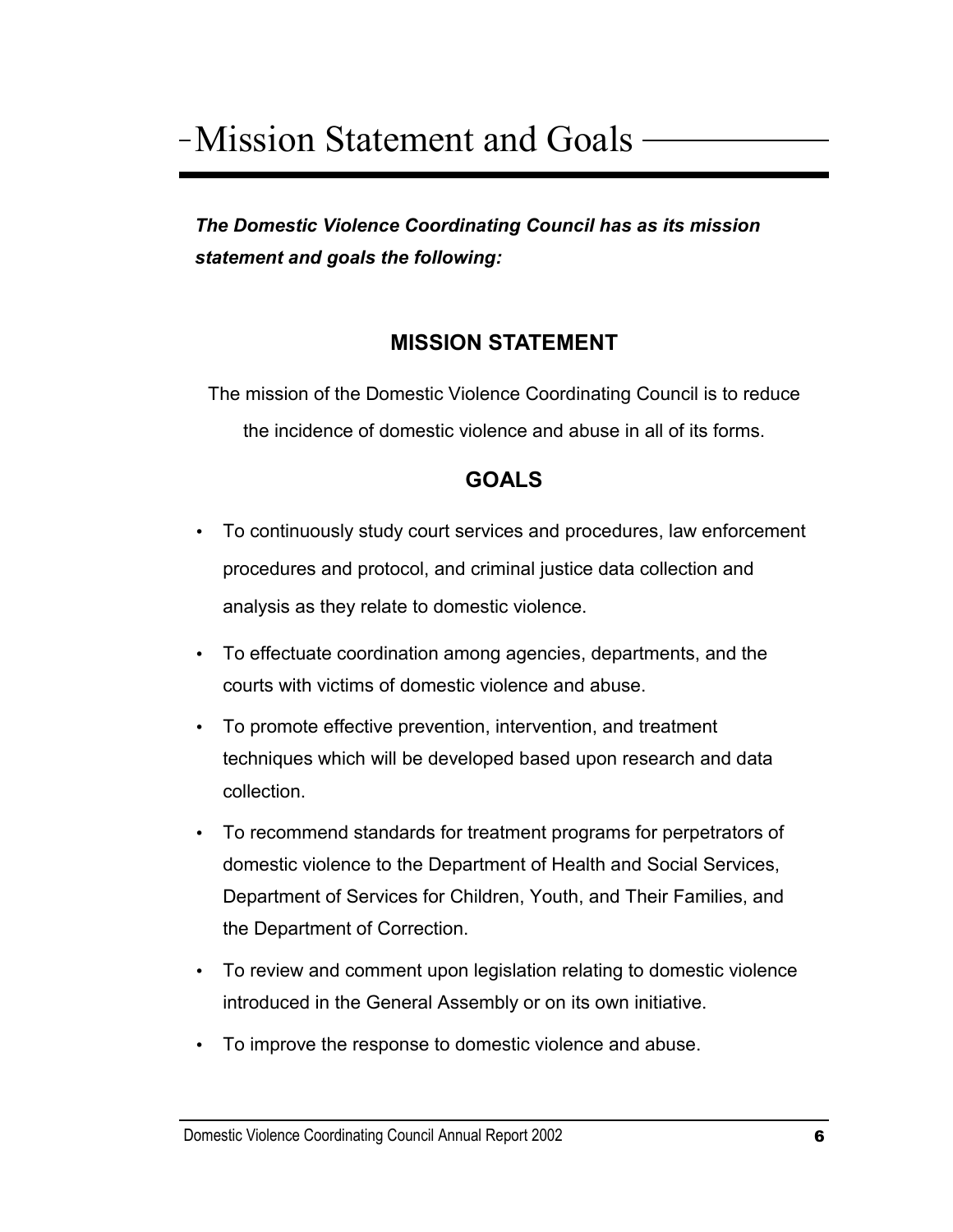# Mission Statement and Goals

***The Domestic Violence Coordinating Council has as its mission statement and goals the following:***

## MISSION STATEMENT

The mission of the Domestic Violence Coordinating Council is to reduce the incidence of domestic violence and abuse in all of its forms.

## GOALS

- To continuously study court services and procedures, law enforcement procedures and protocol, and criminal justice data collection and analysis as they relate to domestic violence.
- To effectuate coordination among agencies, departments, and the courts with victims of domestic violence and abuse.
- To promote effective prevention, intervention, and treatment techniques which will be developed based upon research and data collection.
- To recommend standards for treatment programs for perpetrators of domestic violence to the Department of Health and Social Services, Department of Services for Children, Youth, and Their Families, and the Department of Correction.
- To review and comment upon legislation relating to domestic violence introduced in the General Assembly or on its own initiative.
- To improve the response to domestic violence and abuse.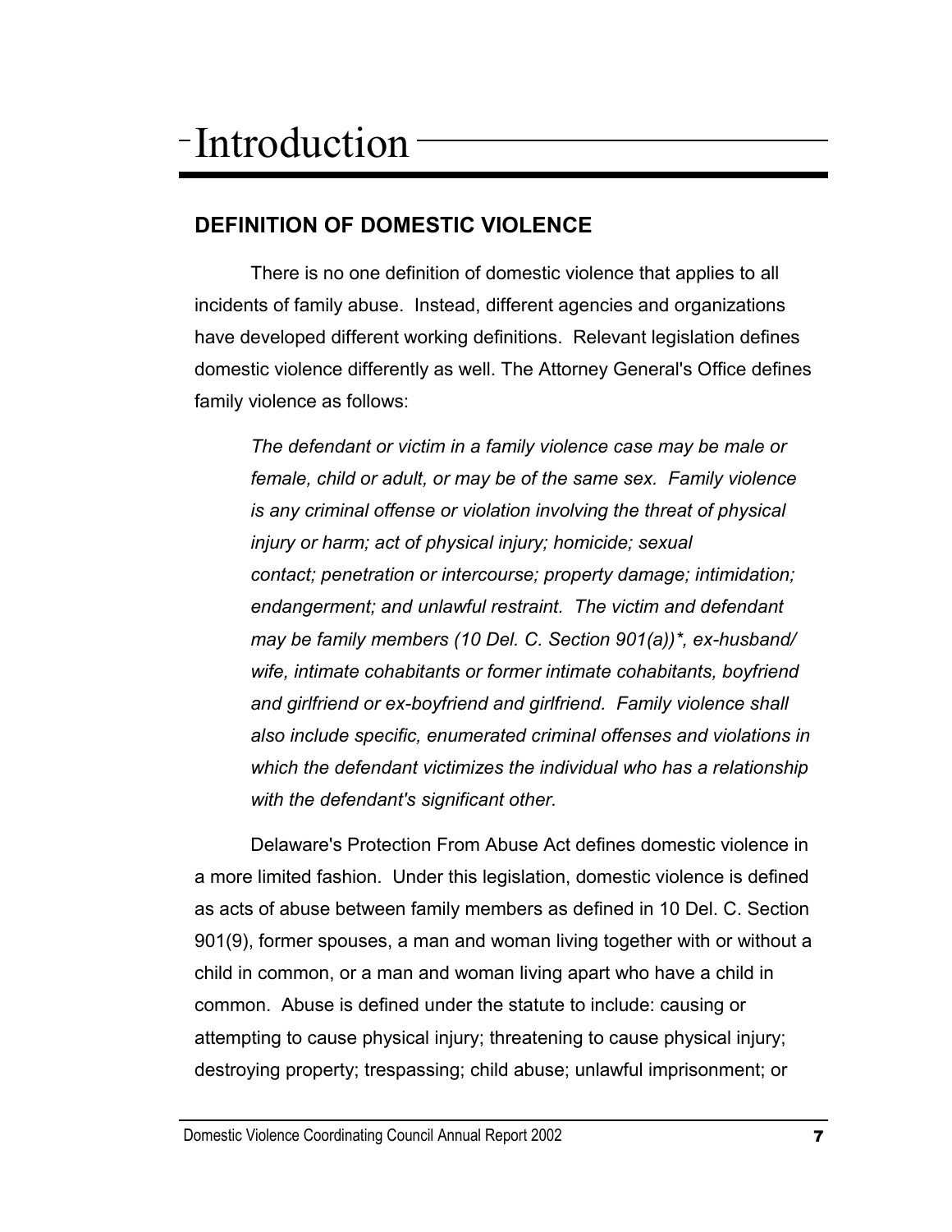# Introduction

## DEFINITION OF DOMESTIC VIOLENCE

There is no one definition of domestic violence that applies to all incidents of family abuse. Instead, different agencies and organizations have developed different working definitions. Relevant legislation defines domestic violence differently as well. The Attorney General's Office defines family violence as follows:

> *The defendant or victim in a family violence case may be male or female, child or adult, or may be of the same sex. Family violence is any criminal offense or violation involving the threat of physical injury or harm; act of physical injury; homicide; sexual contact; penetration or intercourse; property damage; intimidation; endangerment; and unlawful restraint. The victim and defendant may be family members (10 Del. C. Section 901(a))*, ex-husband/wife, intimate cohabitants or former intimate cohabitants, boyfriend and girlfriend or ex-boyfriend and girlfriend. Family violence shall also include specific, enumerated criminal offenses and violations in which the defendant victimizes the individual who has a relationship with the defendant's significant other.*

Delaware's Protection From Abuse Act defines domestic violence in a more limited fashion. Under this legislation, domestic violence is defined as acts of abuse between family members as defined in 10 Del. C. Section 901(9), former spouses, a man and woman living together with or without a child in common, or a man and woman living apart who have a child in common. Abuse is defined under the statute to include: causing or attempting to cause physical injury; threatening to cause physical injury; destroying property; trespassing; child abuse; unlawful imprisonment; or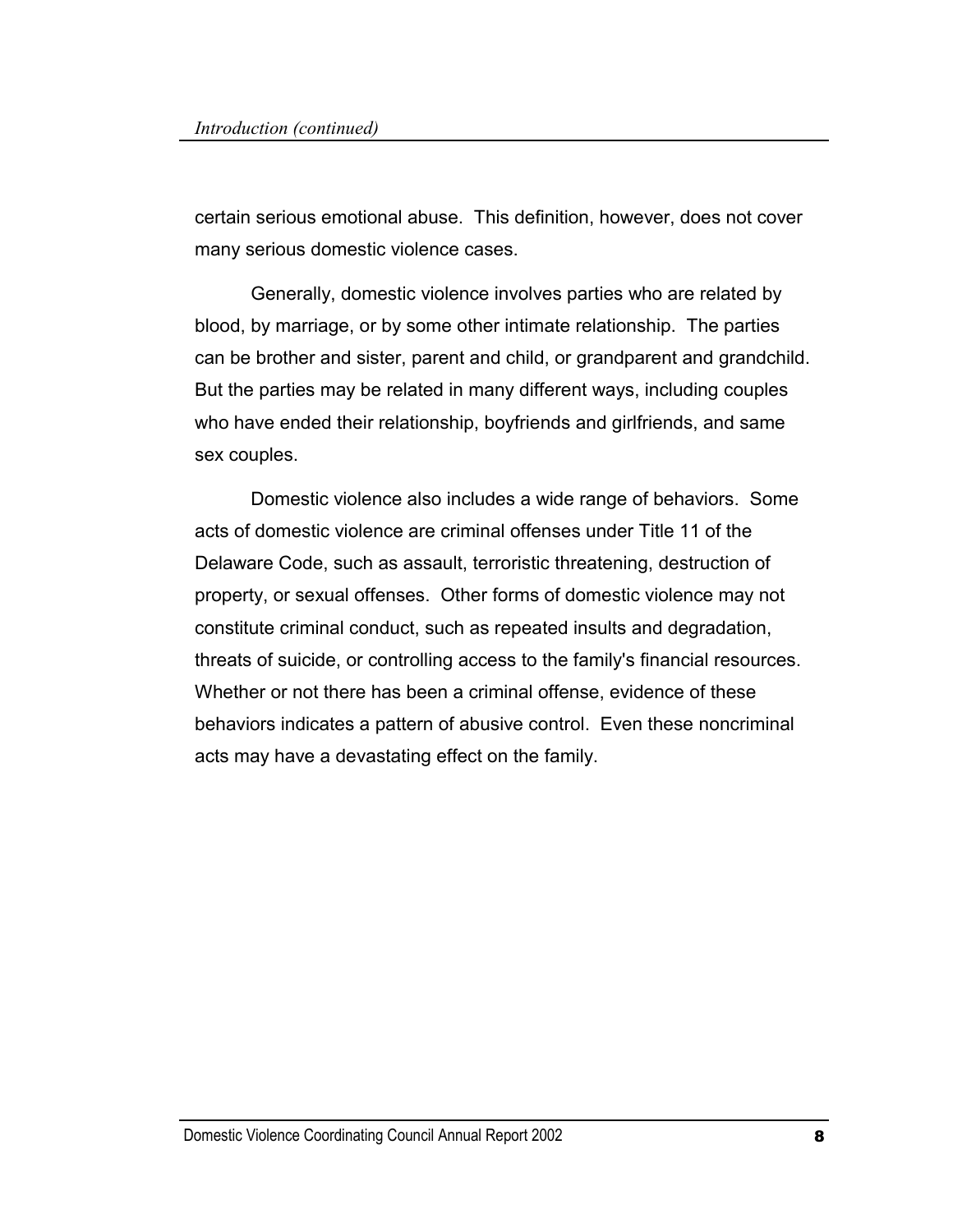certain serious emotional abuse. This definition, however, does not cover many serious domestic violence cases.

Generally, domestic violence involves parties who are related by blood, by marriage, or by some other intimate relationship. The parties can be brother and sister, parent and child, or grandparent and grandchild. But the parties may be related in many different ways, including couples who have ended their relationship, boyfriends and girlfriends, and same sex couples.

Domestic violence also includes a wide range of behaviors. Some acts of domestic violence are criminal offenses under Title 11 of the Delaware Code, such as assault, terroristic threatening, destruction of property, or sexual offenses. Other forms of domestic violence may not constitute criminal conduct, such as repeated insults and degradation, threats of suicide, or controlling access to the family's financial resources. Whether or not there has been a criminal offense, evidence of these behaviors indicates a pattern of abusive control. Even these noncriminal acts may have a devastating effect on the family.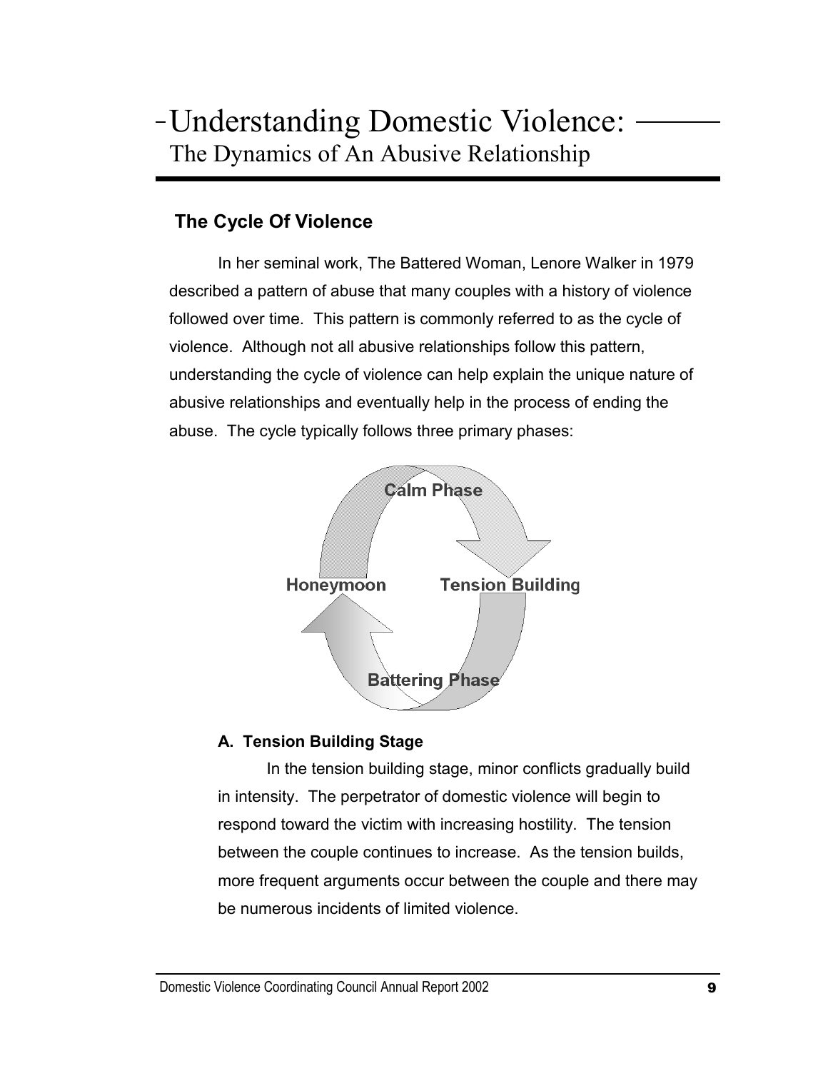# Understanding Domestic Violence:

## The Dynamics of An Abusive Relationship

### The Cycle Of Violence

In her seminal work, The Battered Woman, Lenore Walker in 1979 described a pattern of abuse that many couples with a history of violence followed over time. This pattern is commonly referred to as the cycle of violence. Although not all abusive relationships follow this pattern, understanding the cycle of violence can help explain the unique nature of abusive relationships and eventually help in the process of ending the abuse. The cycle typically follows three primary phases:

Calm Phase

Honeymoon

Tension Building

Battering Phase

#### A. Tension Building Stage

In the tension building stage, minor conflicts gradually build in intensity. The perpetrator of domestic violence will begin to respond toward the victim with increasing hostility. The tension between the couple continues to increase. As the tension builds, more frequent arguments occur between the couple and there may be numerous incidents of limited violence.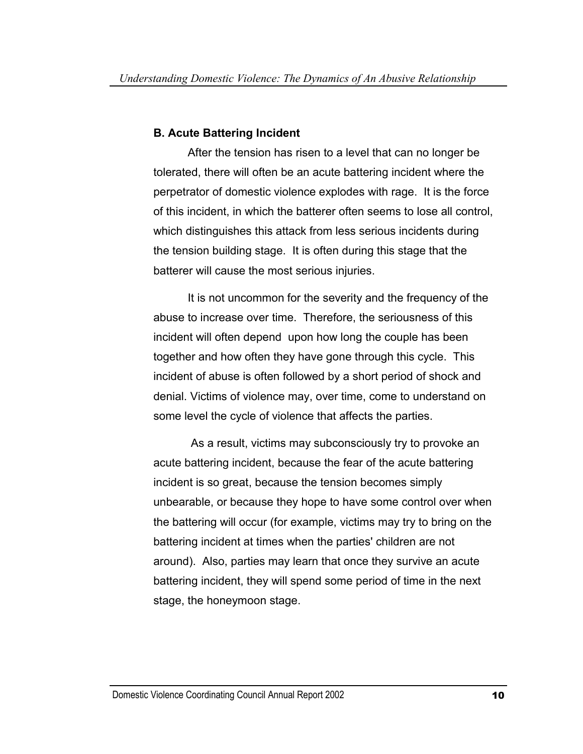### B. Acute Battering Incident

After the tension has risen to a level that can no longer be tolerated, there will often be an acute battering incident where the perpetrator of domestic violence explodes with rage. It is the force of this incident, in which the batterer often seems to lose all control, which distinguishes this attack from less serious incidents during the tension building stage. It is often during this stage that the batterer will cause the most serious injuries.

It is not uncommon for the severity and the frequency of the abuse to increase over time. Therefore, the seriousness of this incident will often depend upon how long the couple has been together and how often they have gone through this cycle. This incident of abuse is often followed by a short period of shock and denial. Victims of violence may, over time, come to understand on some level the cycle of violence that affects the parties.

As a result, victims may subconsciously try to provoke an acute battering incident, because the fear of the acute battering incident is so great, because the tension becomes simply unbearable, or because they hope to have some control over when the battering will occur (for example, victims may try to bring on the battering incident at times when the parties' children are not around). Also, parties may learn that once they survive an acute battering incident, they will spend some period of time in the next stage, the honeymoon stage.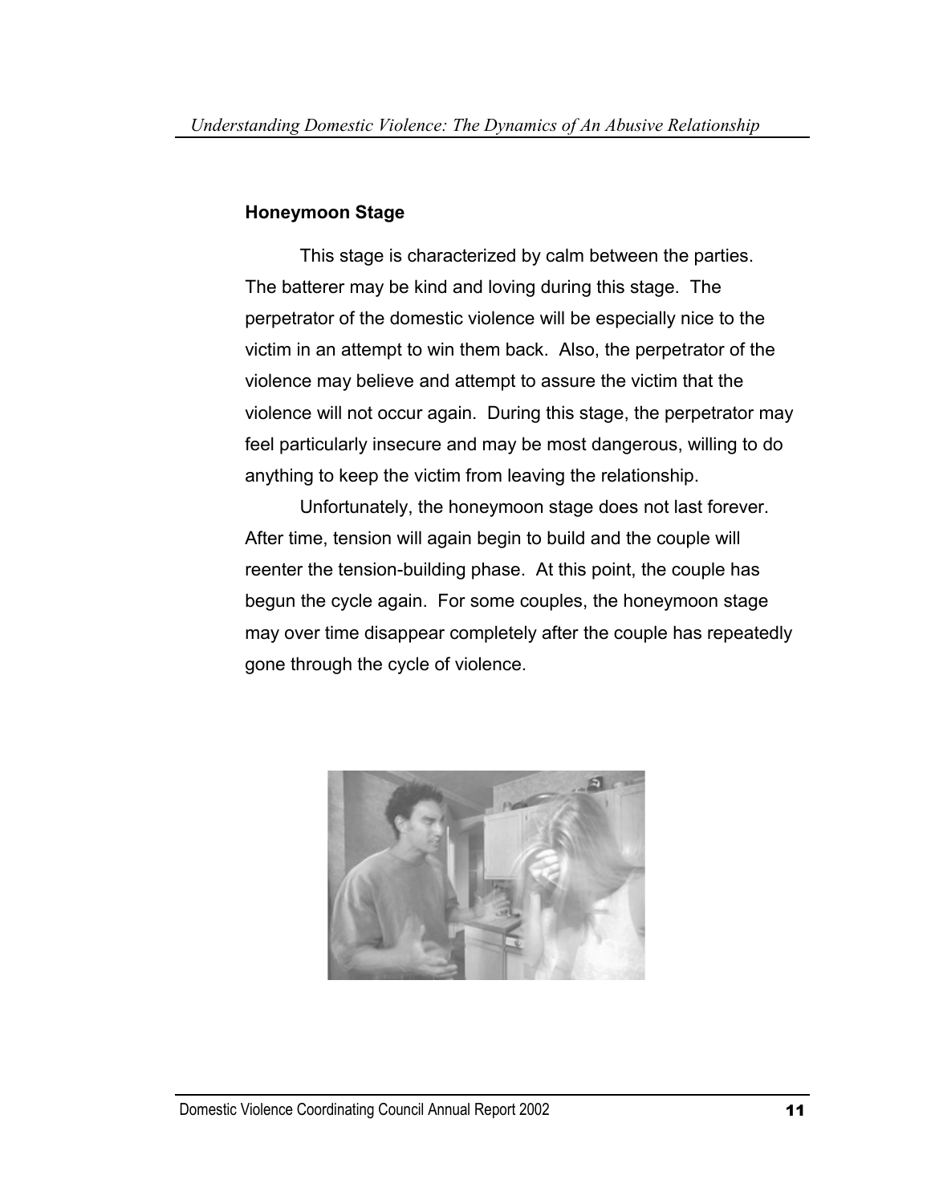### Honeymoon Stage

This stage is characterized by calm between the parties. The batterer may be kind and loving during this stage. The perpetrator of the domestic violence will be especially nice to the victim in an attempt to win them back. Also, the perpetrator of the violence may believe and attempt to assure the victim that the violence will not occur again. During this stage, the perpetrator may feel particularly insecure and may be most dangerous, willing to do anything to keep the victim from leaving the relationship.

Unfortunately, the honeymoon stage does not last forever. After time, tension will again begin to build and the couple will reenter the tension-building phase. At this point, the couple has begun the cycle again. For some couples, the honeymoon stage may over time disappear completely after the couple has repeatedly gone through the cycle of violence.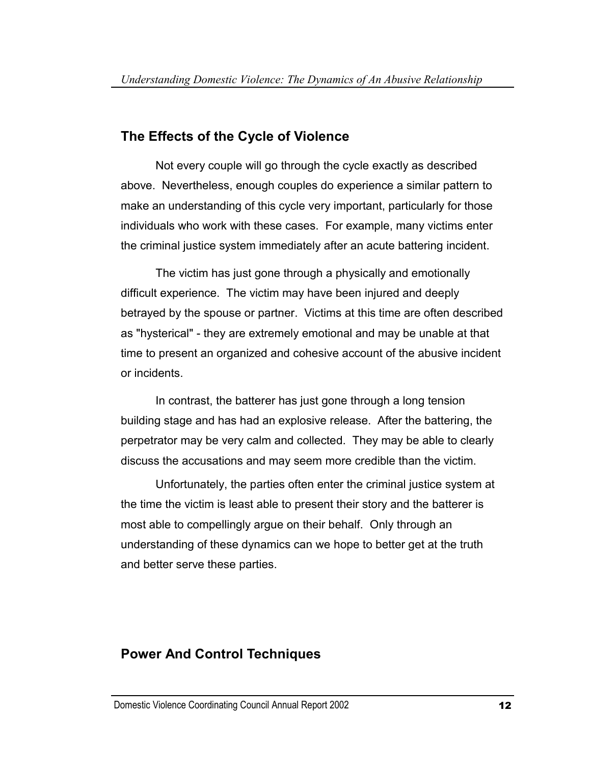## The Effects of the Cycle of Violence

Not every couple will go through the cycle exactly as described above. Nevertheless, enough couples do experience a similar pattern to make an understanding of this cycle very important, particularly for those individuals who work with these cases. For example, many victims enter the criminal justice system immediately after an acute battering incident.

The victim has just gone through a physically and emotionally difficult experience. The victim may have been injured and deeply betrayed by the spouse or partner. Victims at this time are often described as "hysterical" - they are extremely emotional and may be unable at that time to present an organized and cohesive account of the abusive incident or incidents.

In contrast, the batterer has just gone through a long tension building stage and has had an explosive release. After the battering, the perpetrator may be very calm and collected. They may be able to clearly discuss the accusations and may seem more credible than the victim.

Unfortunately, the parties often enter the criminal justice system at the time the victim is least able to present their story and the batterer is most able to compellingly argue on their behalf. Only through an understanding of these dynamics can we hope to better get at the truth and better serve these parties.

## Power And Control Techniques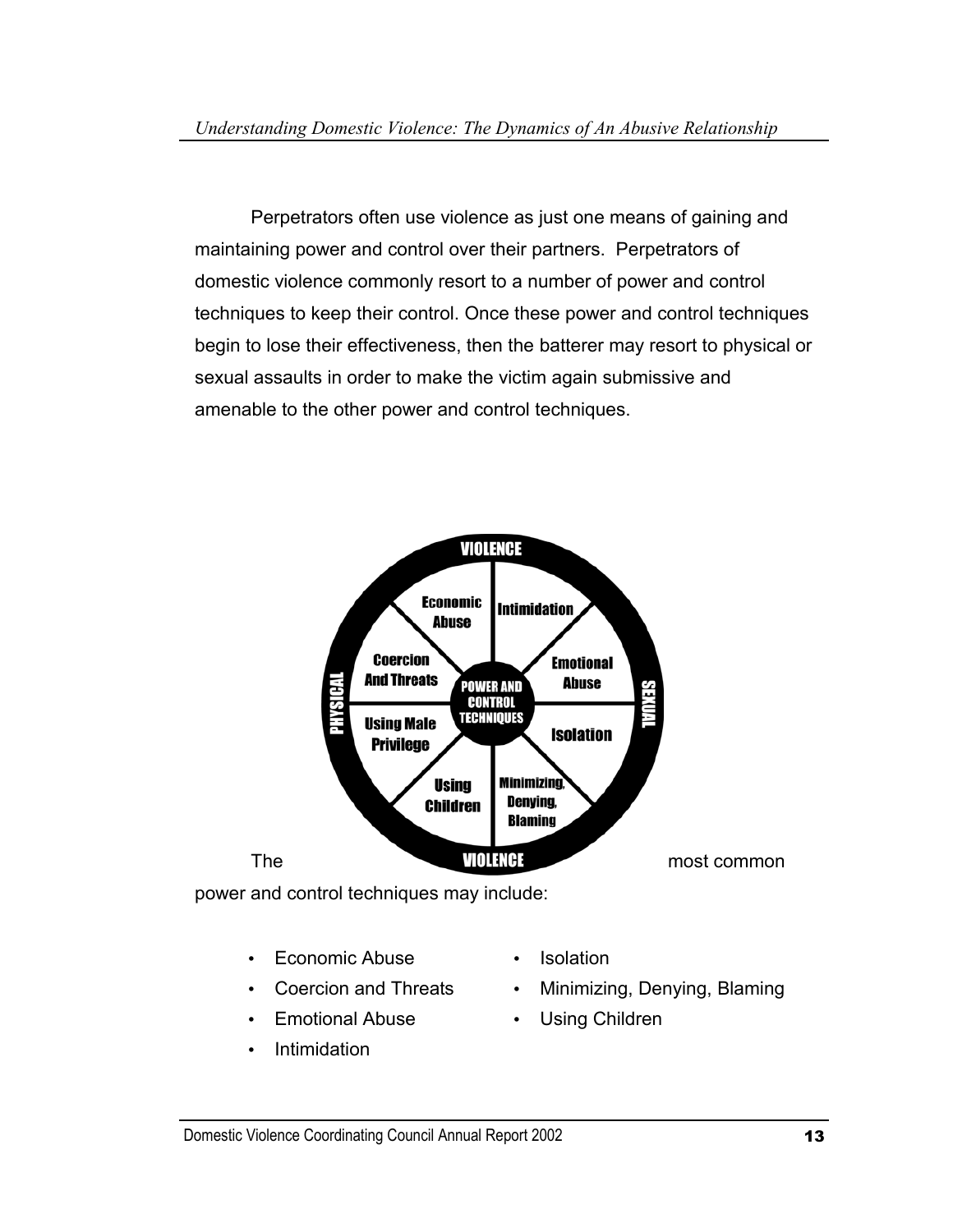Perpetrators often use violence as just one means of gaining and maintaining power and control over their partners. Perpetrators of domestic violence commonly resort to a number of power and control techniques to keep their control. Once these power and control techniques begin to lose their effectiveness, then the batterer may resort to physical or sexual assaults in order to make the victim again submissive and amenable to the other power and control techniques.

The most common power and control techniques may include:

- Economic Abuse
- Coercion and Threats
- Emotional Abuse
- Intimidation
- Isolation
- Minimizing, Denying, Blaming
- Using Children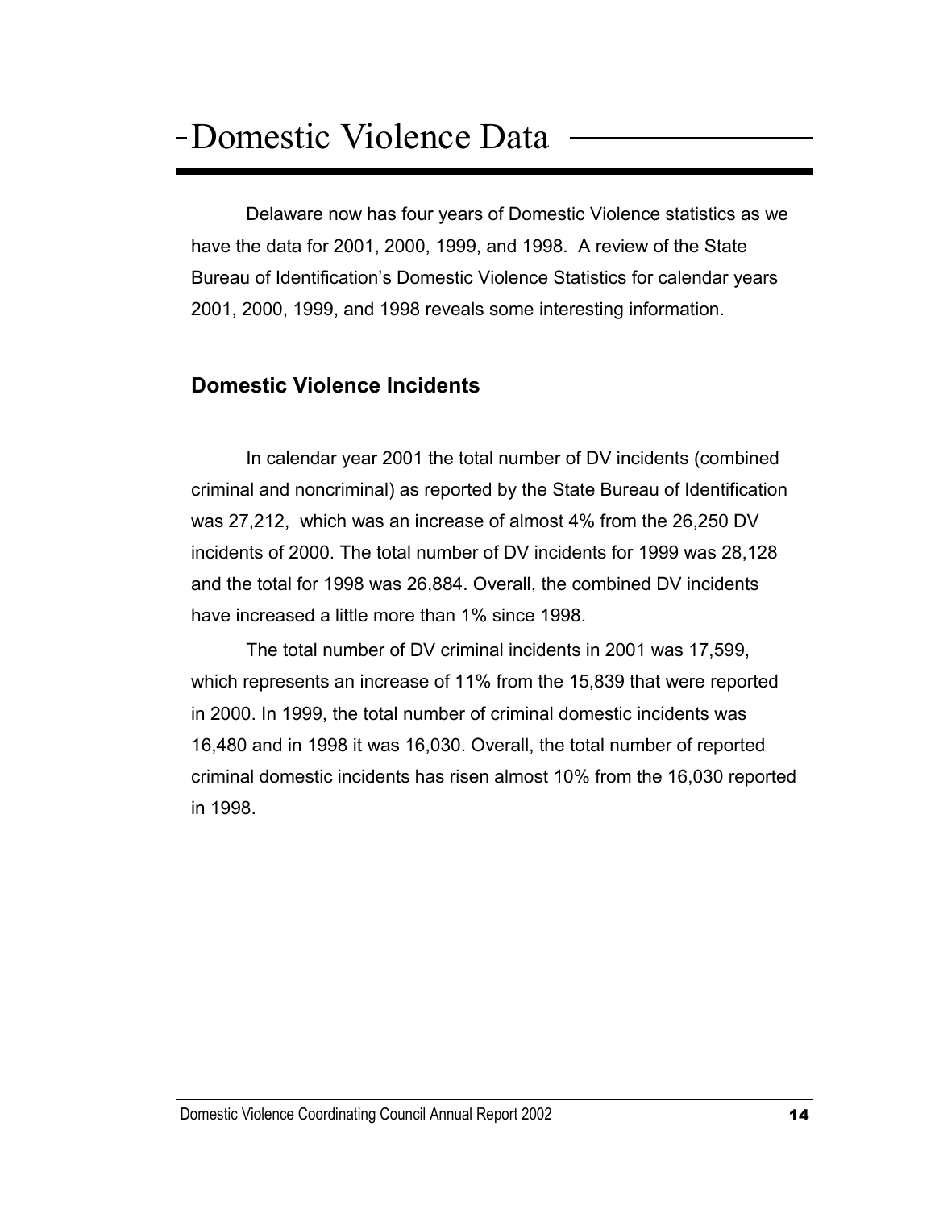# Domestic Violence Data

Delaware now has four years of Domestic Violence statistics as we have the data for 2001, 2000, 1999, and 1998. A review of the State Bureau of Identification's Domestic Violence Statistics for calendar years 2001, 2000, 1999, and 1998 reveals some interesting information.

## Domestic Violence Incidents

In calendar year 2001 the total number of DV incidents (combined criminal and noncriminal) as reported by the State Bureau of Identification was 27,212, which was an increase of almost 4% from the 26,250 DV incidents of 2000. The total number of DV incidents for 1999 was 28,128 and the total for 1998 was 26,884. Overall, the combined DV incidents have increased a little more than 1% since 1998.

The total number of DV criminal incidents in 2001 was 17,599, which represents an increase of 11% from the 15,839 that were reported in 2000. In 1999, the total number of criminal domestic incidents was 16,480 and in 1998 it was 16,030. Overall, the total number of reported criminal domestic incidents has risen almost 10% from the 16,030 reported in 1998.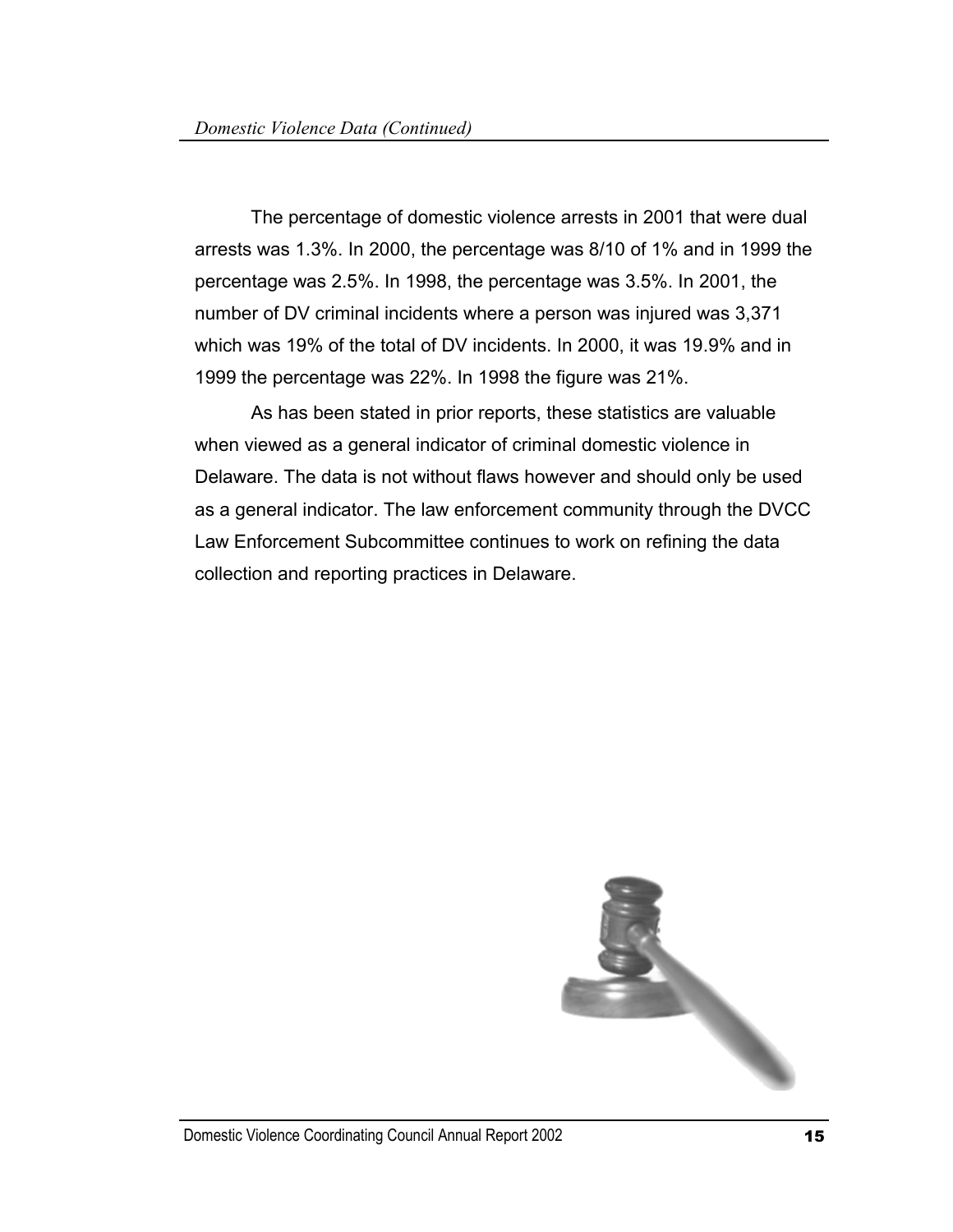The percentage of domestic violence arrests in 2001 that were dual arrests was 1.3%. In 2000, the percentage was 8/10 of 1% and in 1999 the percentage was 2.5%. In 1998, the percentage was 3.5%. In 2001, the number of DV criminal incidents where a person was injured was 3,371 which was 19% of the total of DV incidents. In 2000, it was 19.9% and in 1999 the percentage was 22%. In 1998 the figure was 21%.

As has been stated in prior reports, these statistics are valuable when viewed as a general indicator of criminal domestic violence in Delaware. The data is not without flaws however and should only be used as a general indicator. The law enforcement community through the DVCC Law Enforcement Subcommittee continues to work on refining the data collection and reporting practices in Delaware.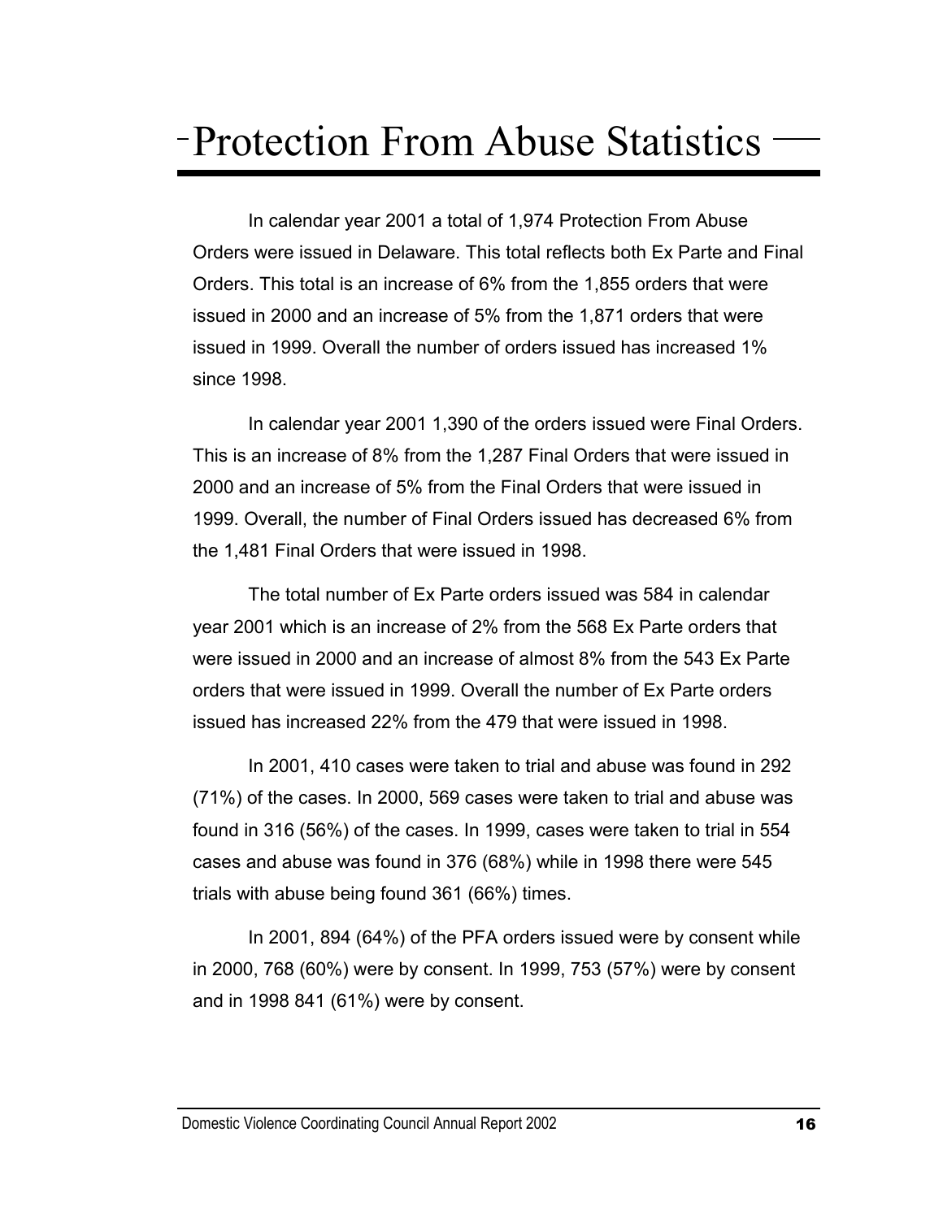# Protection From Abuse Statistics

In calendar year 2001 a total of 1,974 Protection From Abuse Orders were issued in Delaware. This total reflects both Ex Parte and Final Orders. This total is an increase of 6% from the 1,855 orders that were issued in 2000 and an increase of 5% from the 1,871 orders that were issued in 1999. Overall the number of orders issued has increased 1% since 1998.

In calendar year 2001 1,390 of the orders issued were Final Orders. This is an increase of 8% from the 1,287 Final Orders that were issued in 2000 and an increase of 5% from the Final Orders that were issued in 1999. Overall, the number of Final Orders issued has decreased 6% from the 1,481 Final Orders that were issued in 1998.

The total number of Ex Parte orders issued was 584 in calendar year 2001 which is an increase of 2% from the 568 Ex Parte orders that were issued in 2000 and an increase of almost 8% from the 543 Ex Parte orders that were issued in 1999. Overall the number of Ex Parte orders issued has increased 22% from the 479 that were issued in 1998.

In 2001, 410 cases were taken to trial and abuse was found in 292 (71%) of the cases. In 2000, 569 cases were taken to trial and abuse was found in 316 (56%) of the cases. In 1999, cases were taken to trial in 554 cases and abuse was found in 376 (68%) while in 1998 there were 545 trials with abuse being found 361 (66%) times.

In 2001, 894 (64%) of the PFA orders issued were by consent while in 2000, 768 (60%) were by consent. In 1999, 753 (57%) were by consent and in 1998 841 (61%) were by consent.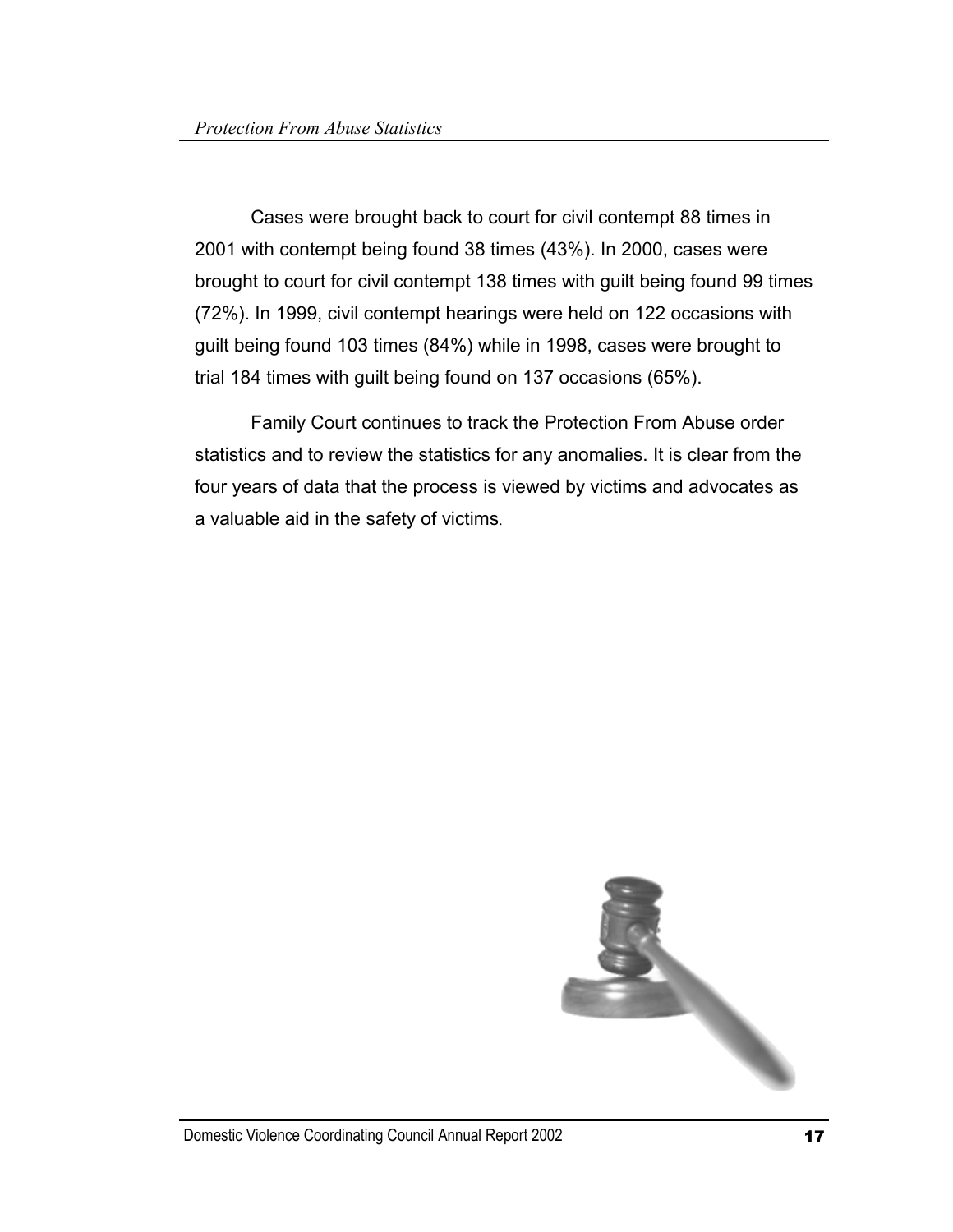Cases were brought back to court for civil contempt 88 times in 2001 with contempt being found 38 times (43%). In 2000, cases were brought to court for civil contempt 138 times with guilt being found 99 times (72%). In 1999, civil contempt hearings were held on 122 occasions with guilt being found 103 times (84%) while in 1998, cases were brought to trial 184 times with guilt being found on 137 occasions (65%).

Family Court continues to track the Protection From Abuse order statistics and to review the statistics for any anomalies. It is clear from the four years of data that the process is viewed by victims and advocates as a valuable aid in the safety of victims.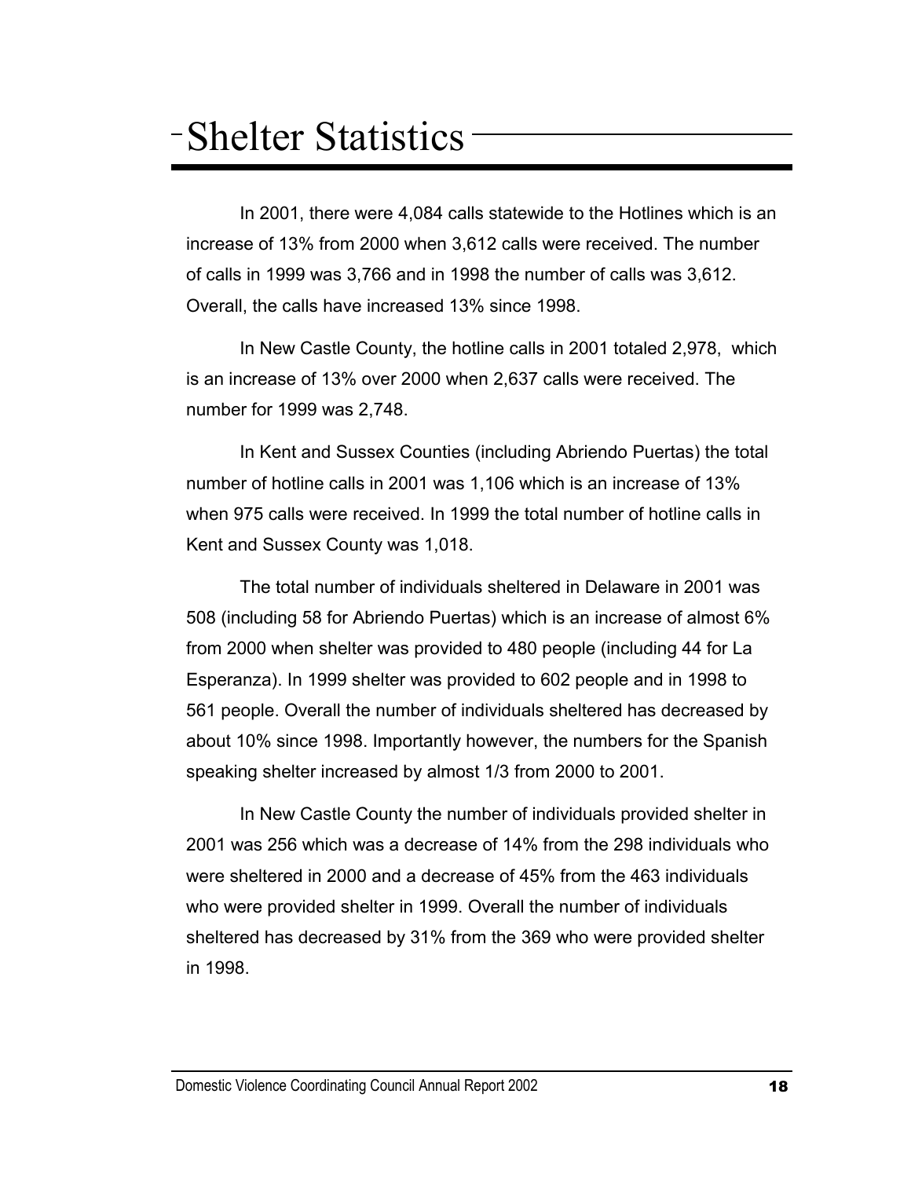# Shelter Statistics

In 2001, there were 4,084 calls statewide to the Hotlines which is an increase of 13% from 2000 when 3,612 calls were received. The number of calls in 1999 was 3,766 and in 1998 the number of calls was 3,612. Overall, the calls have increased 13% since 1998.

In New Castle County, the hotline calls in 2001 totaled 2,978, which is an increase of 13% over 2000 when 2,637 calls were received. The number for 1999 was 2,748.

In Kent and Sussex Counties (including Abriendo Puertas) the total number of hotline calls in 2001 was 1,106 which is an increase of 13% when 975 calls were received. In 1999 the total number of hotline calls in Kent and Sussex County was 1,018.

The total number of individuals sheltered in Delaware in 2001 was 508 (including 58 for Abriendo Puertas) which is an increase of almost 6% from 2000 when shelter was provided to 480 people (including 44 for La Esperanza). In 1999 shelter was provided to 602 people and in 1998 to 561 people. Overall the number of individuals sheltered has decreased by about 10% since 1998. Importantly however, the numbers for the Spanish speaking shelter increased by almost 1/3 from 2000 to 2001.

In New Castle County the number of individuals provided shelter in 2001 was 256 which was a decrease of 14% from the 298 individuals who were sheltered in 2000 and a decrease of 45% from the 463 individuals who were provided shelter in 1999. Overall the number of individuals sheltered has decreased by 31% from the 369 who were provided shelter in 1998.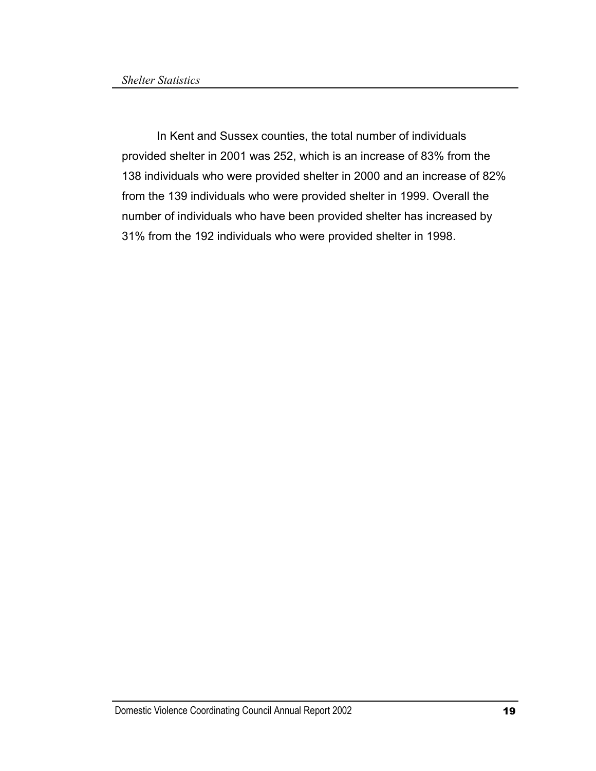In Kent and Sussex counties, the total number of individuals provided shelter in 2001 was 252, which is an increase of 83% from the 138 individuals who were provided shelter in 2000 and an increase of 82% from the 139 individuals who were provided shelter in 1999. Overall the number of individuals who have been provided shelter has increased by 31% from the 192 individuals who were provided shelter in 1998.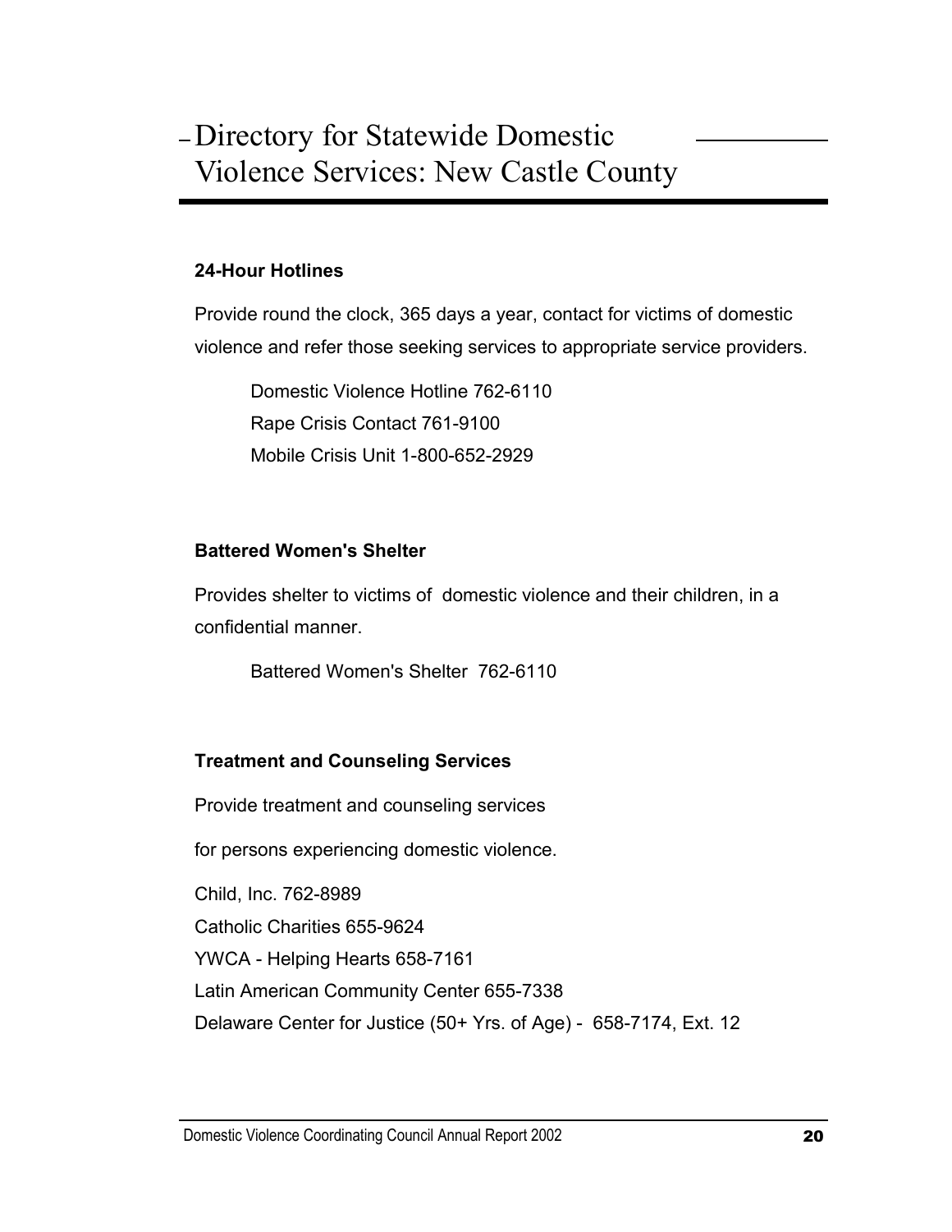# Directory for Statewide Domestic Violence Services: New Castle County

### 24-Hour Hotlines

Provide round the clock, 365 days a year, contact for victims of domestic violence and refer those seeking services to appropriate service providers.

Domestic Violence Hotline 762-6110
Rape Crisis Contact 761-9100
Mobile Crisis Unit 1-800-652-2929

### Battered Women's Shelter

Provides shelter to victims of domestic violence and their children, in a confidential manner.

Battered Women's Shelter 762-6110

### Treatment and Counseling Services

Provide treatment and counseling services

for persons experiencing domestic violence.

Child, Inc. 762-8989
Catholic Charities 655-9624
YWCA - Helping Hearts 658-7161
Latin American Community Center 655-7338
Delaware Center for Justice (50+ Yrs. of Age) - 658-7174, Ext. 12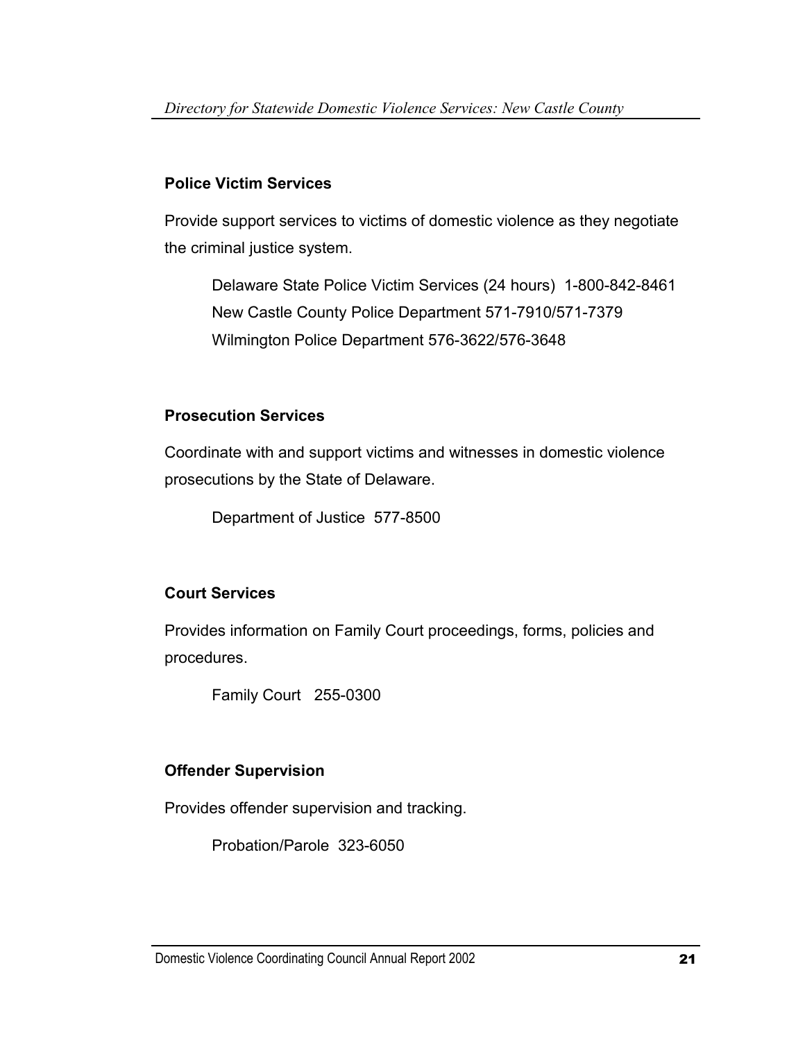### Police Victim Services

Provide support services to victims of domestic violence as they negotiate the criminal justice system.

Delaware State Police Victim Services (24 hours) 1-800-842-8461
New Castle County Police Department 571-7910/571-7379
Wilmington Police Department 576-3622/576-3648

### Prosecution Services

Coordinate with and support victims and witnesses in domestic violence prosecutions by the State of Delaware.

Department of Justice 577-8500

### Court Services

Provides information on Family Court proceedings, forms, policies and procedures.

Family Court 255-0300

### Offender Supervision

Provides offender supervision and tracking.

Probation/Parole 323-6050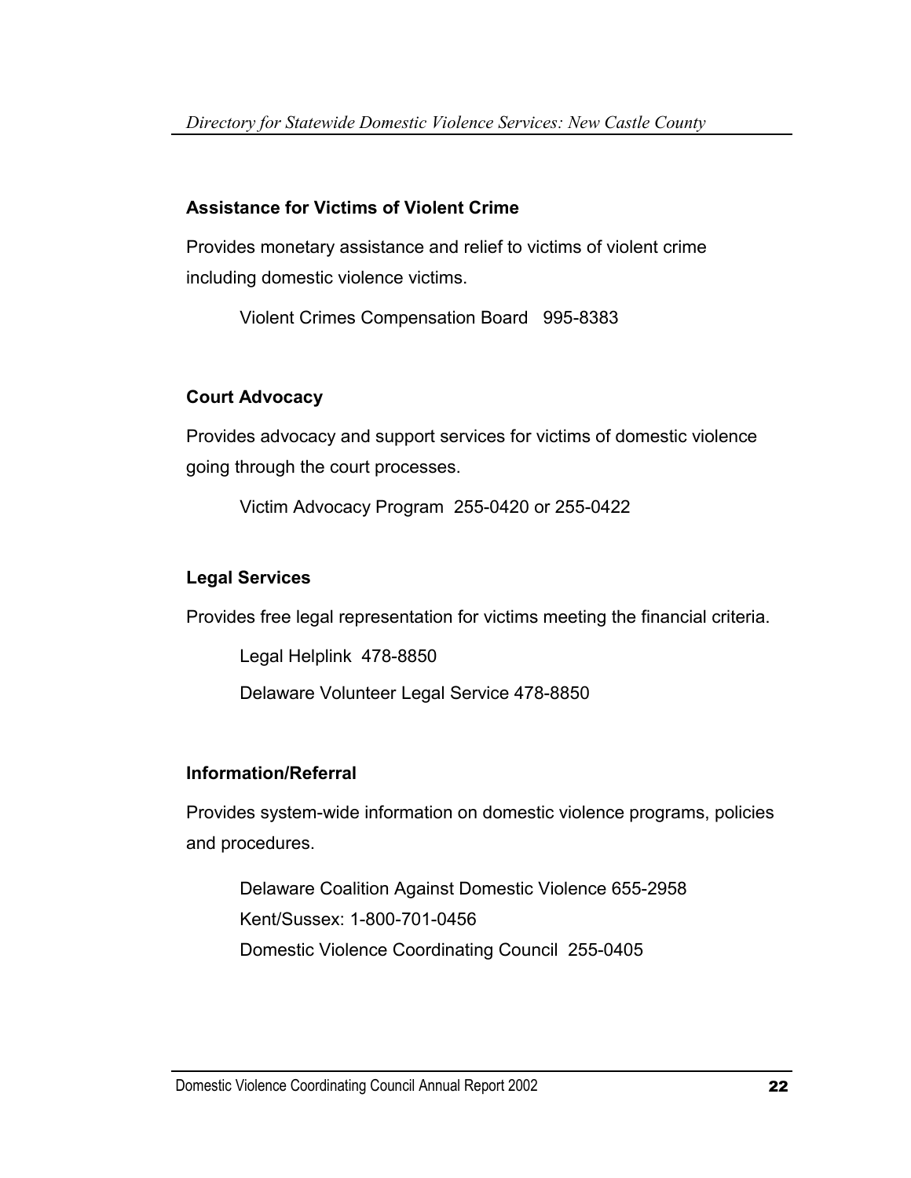### Assistance for Victims of Violent Crime

Provides monetary assistance and relief to victims of violent crime including domestic violence victims.

Violent Crimes Compensation Board 995-8383

### Court Advocacy

Provides advocacy and support services for victims of domestic violence going through the court processes.

Victim Advocacy Program 255-0420 or 255-0422

### Legal Services

Provides free legal representation for victims meeting the financial criteria.

Legal Helplink 478-8850

Delaware Volunteer Legal Service 478-8850

### Information/Referral

Provides system-wide information on domestic violence programs, policies and procedures.

Delaware Coalition Against Domestic Violence 655-2958
Kent/Sussex: 1-800-701-0456
Domestic Violence Coordinating Council 255-0405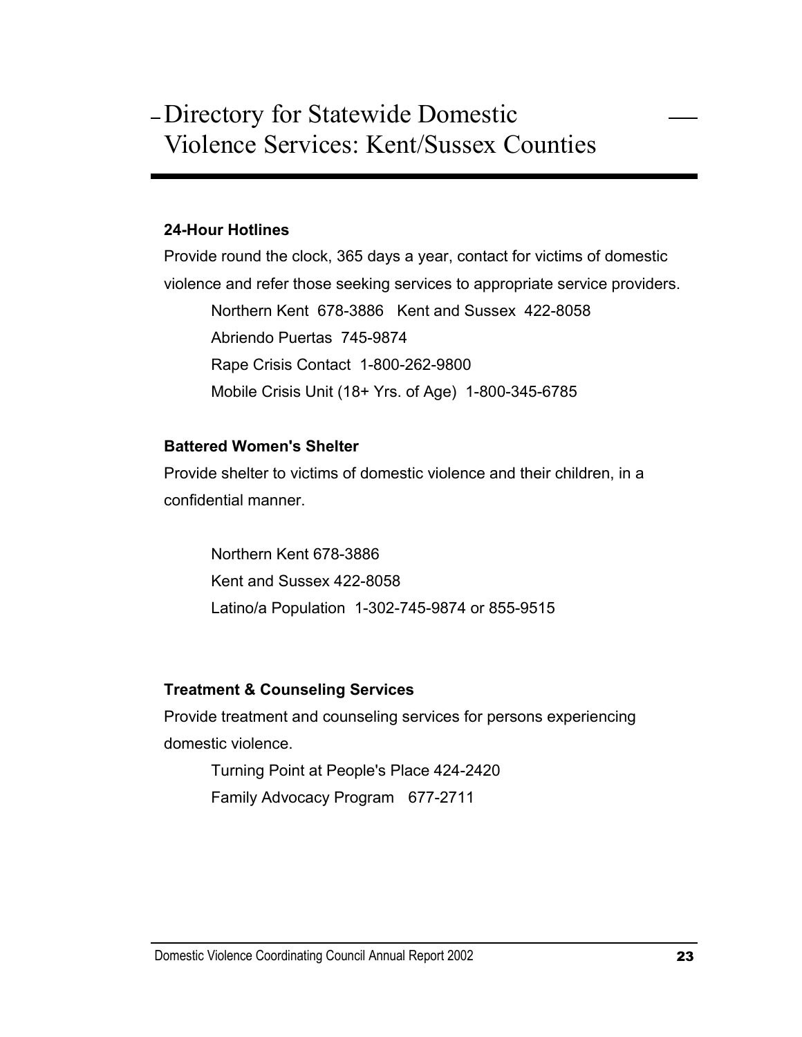# Directory for Statewide Domestic Violence Services: Kent/Sussex Counties

**24-Hour Hotlines**

Provide round the clock, 365 days a year, contact for victims of domestic violence and refer those seeking services to appropriate service providers.

Northern Kent 678-3886 Kent and Sussex 422-8058
Abriendo Puertas 745-9874
Rape Crisis Contact 1-800-262-9800
Mobile Crisis Unit (18+ Yrs. of Age) 1-800-345-6785

**Battered Women's Shelter**

Provide shelter to victims of domestic violence and their children, in a confidential manner.

Northern Kent 678-3886
Kent and Sussex 422-8058
Latino/a Population 1-302-745-9874 or 855-9515

**Treatment & Counseling Services**

Provide treatment and counseling services for persons experiencing domestic violence.

Turning Point at People's Place 424-2420
Family Advocacy Program 677-2711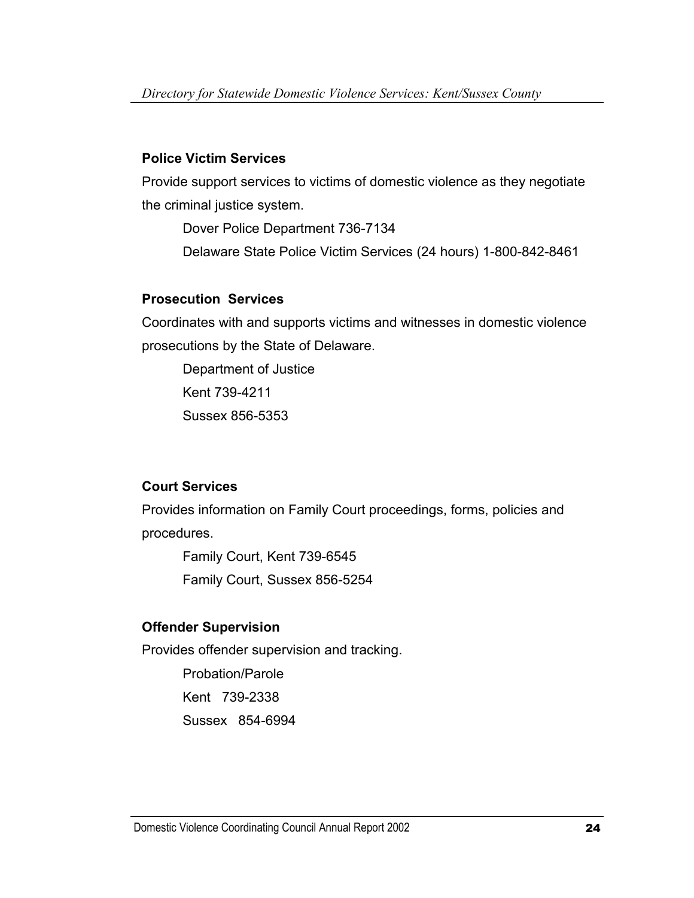### Police Victim Services

Provide support services to victims of domestic violence as they negotiate the criminal justice system.

Dover Police Department 736-7134

Delaware State Police Victim Services (24 hours) 1-800-842-8461

### Prosecution Services

Coordinates with and supports victims and witnesses in domestic violence prosecutions by the State of Delaware.

Department of Justice

Kent 739-4211

Sussex 856-5353

### Court Services

Provides information on Family Court proceedings, forms, policies and procedures.

Family Court, Kent 739-6545

Family Court, Sussex 856-5254

### Offender Supervision

Provides offender supervision and tracking.

Probation/Parole

Kent 739-2338

Sussex 854-6994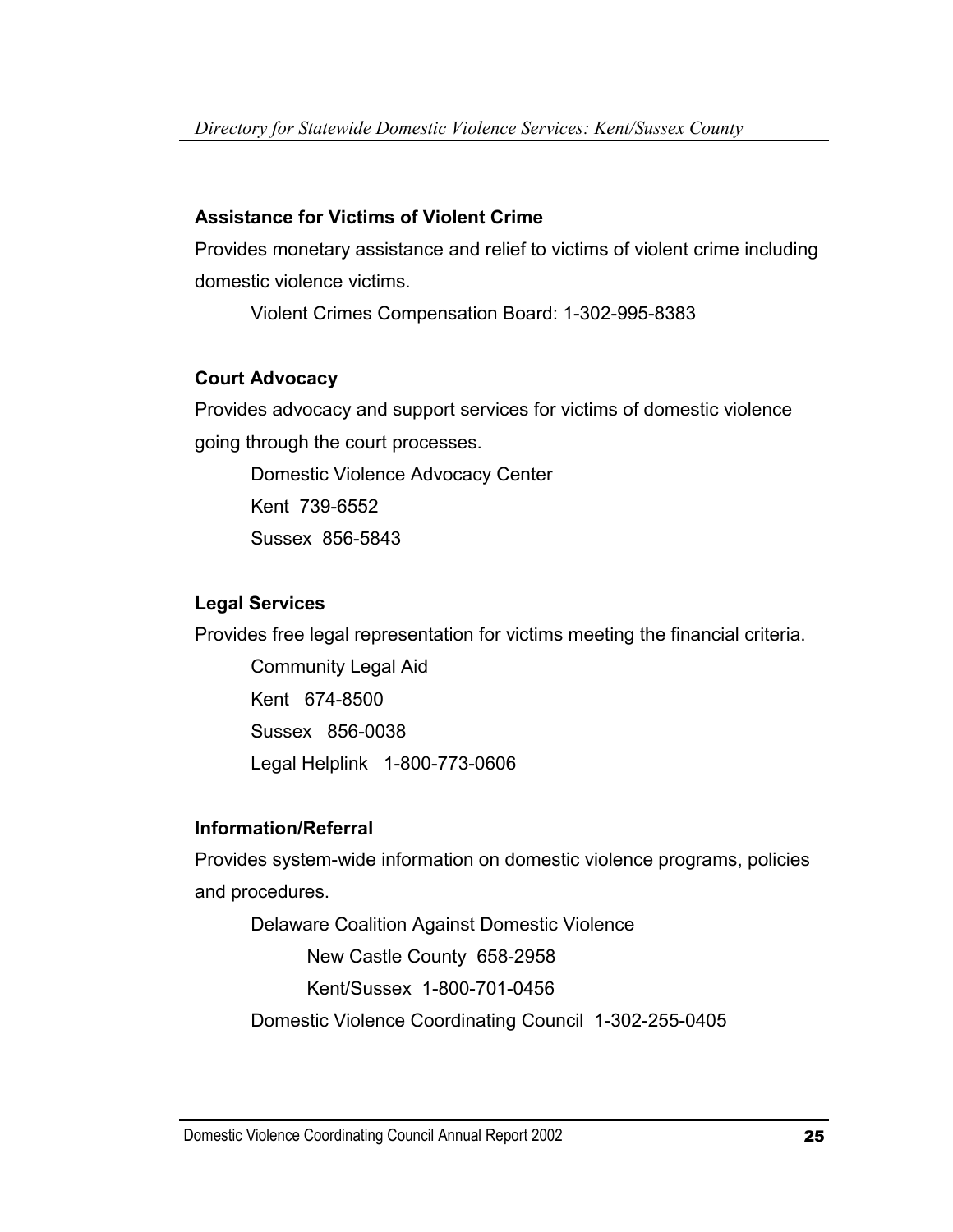### Assistance for Victims of Violent Crime

Provides monetary assistance and relief to victims of violent crime including domestic violence victims.

Violent Crimes Compensation Board: 1-302-995-8383

### Court Advocacy

Provides advocacy and support services for victims of domestic violence going through the court processes.

Domestic Violence Advocacy Center

Kent 739-6552

Sussex 856-5843

### Legal Services

Provides free legal representation for victims meeting the financial criteria.

Community Legal Aid

Kent 674-8500

Sussex 856-0038

Legal Helplink 1-800-773-0606

### Information/Referral

Provides system-wide information on domestic violence programs, policies and procedures.

Delaware Coalition Against Domestic Violence

- New Castle County 658-2958
- Kent/Sussex 1-800-701-0456

Domestic Violence Coordinating Council 1-302-255-0405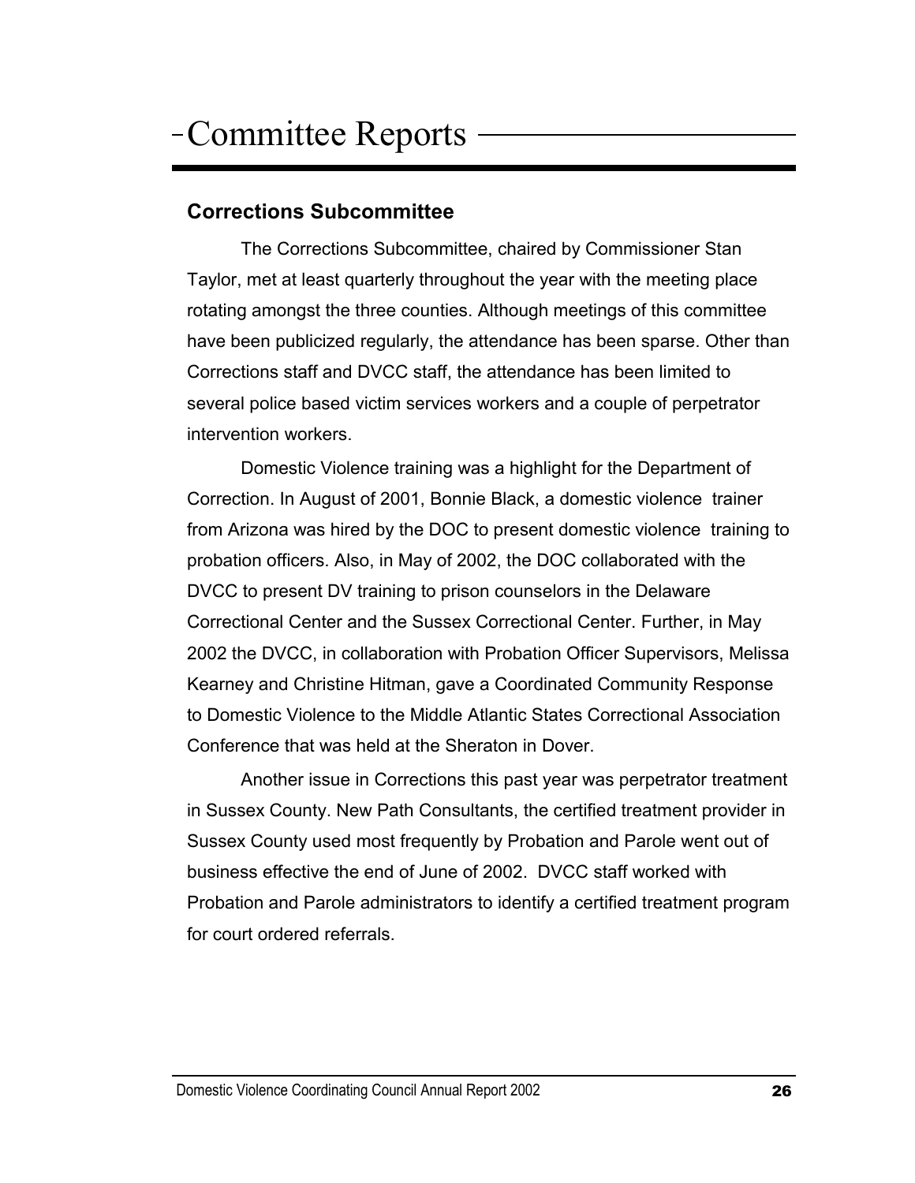# Committee Reports

## Corrections Subcommittee

The Corrections Subcommittee, chaired by Commissioner Stan Taylor, met at least quarterly throughout the year with the meeting place rotating amongst the three counties. Although meetings of this committee have been publicized regularly, the attendance has been sparse. Other than Corrections staff and DVCC staff, the attendance has been limited to several police based victim services workers and a couple of perpetrator intervention workers.

Domestic Violence training was a highlight for the Department of Correction. In August of 2001, Bonnie Black, a domestic violence trainer from Arizona was hired by the DOC to present domestic violence training to probation officers. Also, in May of 2002, the DOC collaborated with the DVCC to present DV training to prison counselors in the Delaware Correctional Center and the Sussex Correctional Center. Further, in May 2002 the DVCC, in collaboration with Probation Officer Supervisors, Melissa Kearney and Christine Hitman, gave a Coordinated Community Response to Domestic Violence to the Middle Atlantic States Correctional Association Conference that was held at the Sheraton in Dover.

Another issue in Corrections this past year was perpetrator treatment in Sussex County. New Path Consultants, the certified treatment provider in Sussex County used most frequently by Probation and Parole went out of business effective the end of June of 2002. DVCC staff worked with Probation and Parole administrators to identify a certified treatment program for court ordered referrals.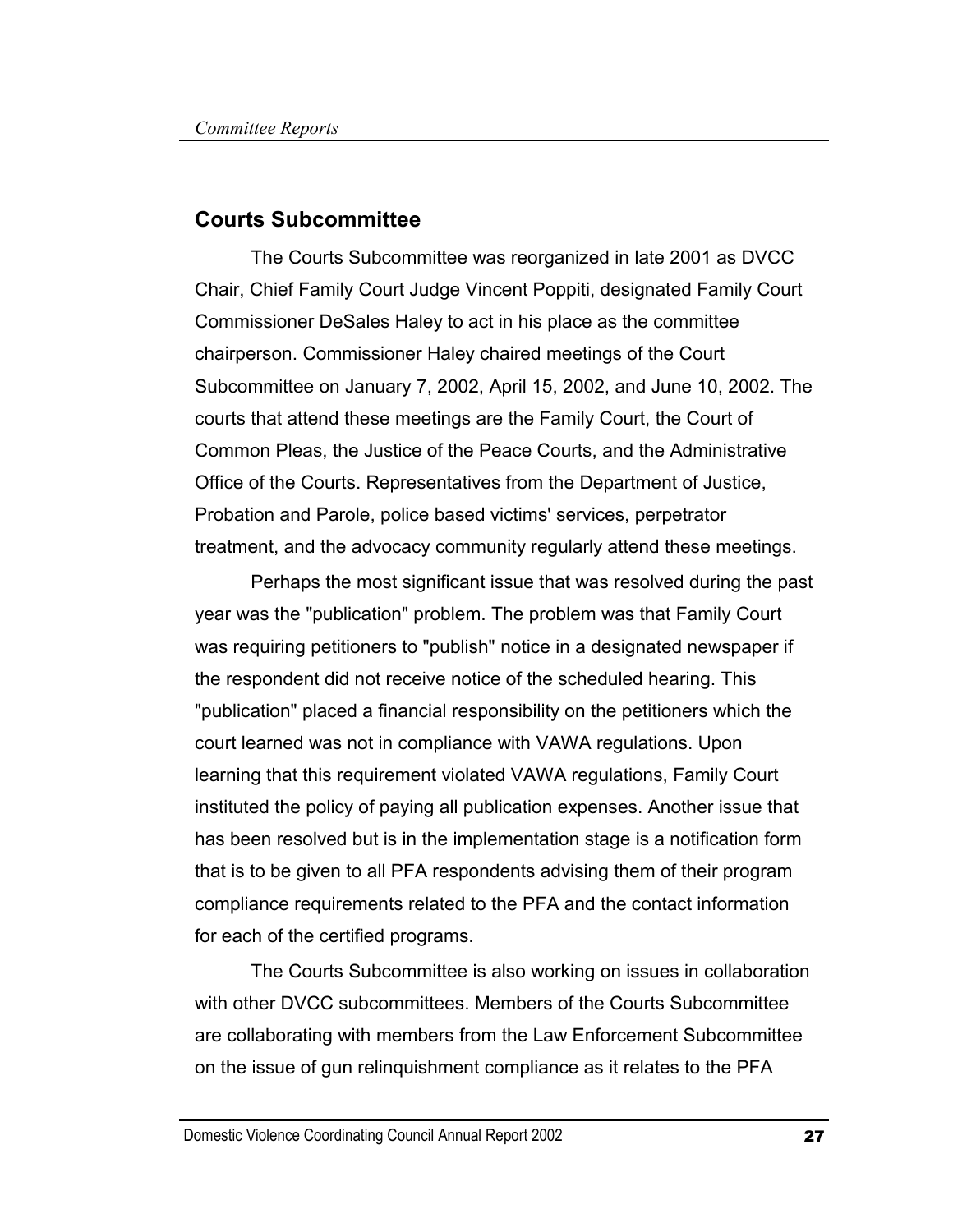## Courts Subcommittee

The Courts Subcommittee was reorganized in late 2001 as DVCC Chair, Chief Family Court Judge Vincent Poppiti, designated Family Court Commissioner DeSales Haley to act in his place as the committee chairperson. Commissioner Haley chaired meetings of the Court Subcommittee on January 7, 2002, April 15, 2002, and June 10, 2002. The courts that attend these meetings are the Family Court, the Court of Common Pleas, the Justice of the Peace Courts, and the Administrative Office of the Courts. Representatives from the Department of Justice, Probation and Parole, police based victims' services, perpetrator treatment, and the advocacy community regularly attend these meetings.

Perhaps the most significant issue that was resolved during the past year was the "publication" problem. The problem was that Family Court was requiring petitioners to "publish" notice in a designated newspaper if the respondent did not receive notice of the scheduled hearing. This "publication" placed a financial responsibility on the petitioners which the court learned was not in compliance with VAWA regulations. Upon learning that this requirement violated VAWA regulations, Family Court instituted the policy of paying all publication expenses. Another issue that has been resolved but is in the implementation stage is a notification form that is to be given to all PFA respondents advising them of their program compliance requirements related to the PFA and the contact information for each of the certified programs.

The Courts Subcommittee is also working on issues in collaboration with other DVCC subcommittees. Members of the Courts Subcommittee are collaborating with members from the Law Enforcement Subcommittee on the issue of gun relinquishment compliance as it relates to the PFA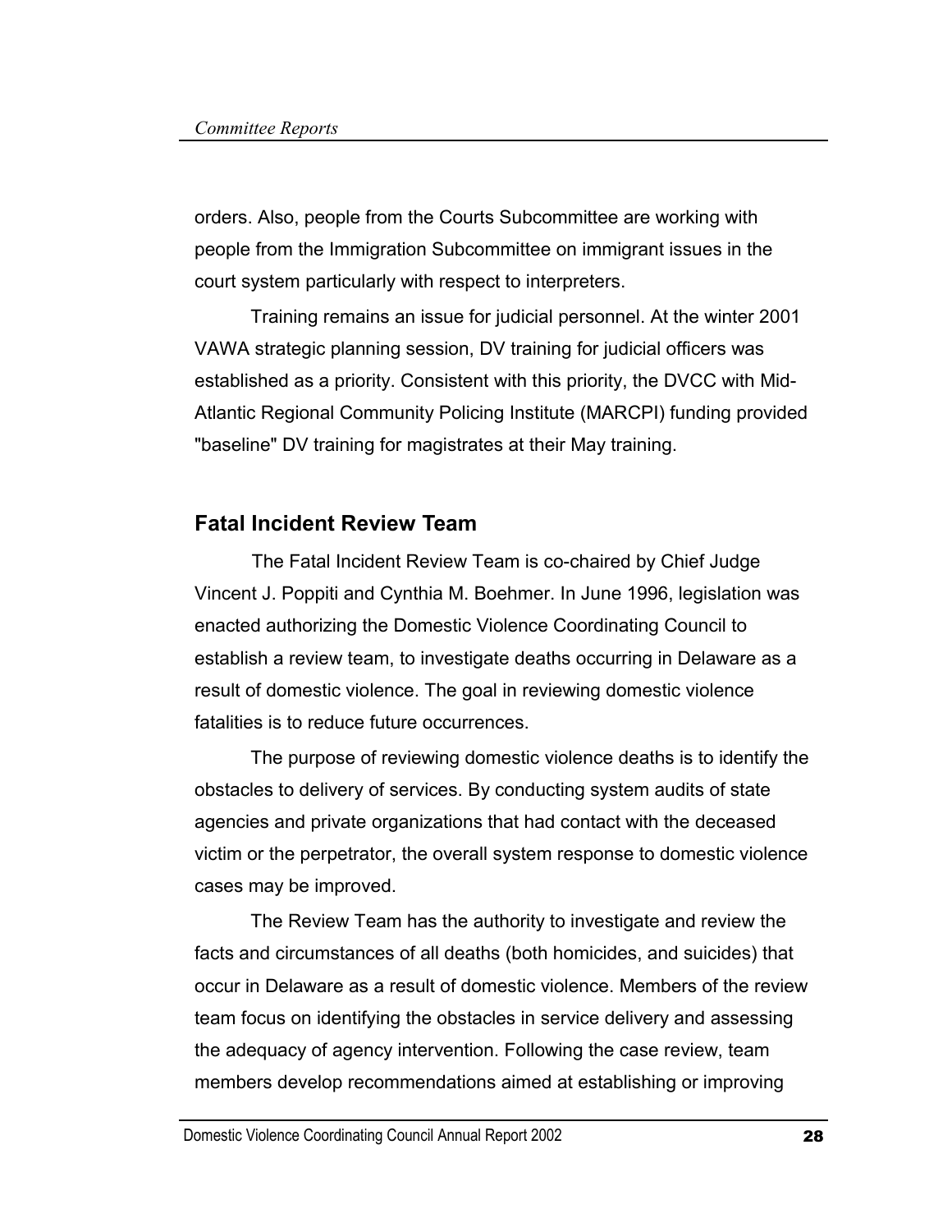orders. Also, people from the Courts Subcommittee are working with people from the Immigration Subcommittee on immigrant issues in the court system particularly with respect to interpreters.

Training remains an issue for judicial personnel. At the winter 2001 VAWA strategic planning session, DV training for judicial officers was established as a priority. Consistent with this priority, the DVCC with Mid-Atlantic Regional Community Policing Institute (MARCPI) funding provided "baseline" DV training for magistrates at their May training.

## Fatal Incident Review Team

The Fatal Incident Review Team is co-chaired by Chief Judge Vincent J. Poppiti and Cynthia M. Boehmer. In June 1996, legislation was enacted authorizing the Domestic Violence Coordinating Council to establish a review team, to investigate deaths occurring in Delaware as a result of domestic violence. The goal in reviewing domestic violence fatalities is to reduce future occurrences.

The purpose of reviewing domestic violence deaths is to identify the obstacles to delivery of services. By conducting system audits of state agencies and private organizations that had contact with the deceased victim or the perpetrator, the overall system response to domestic violence cases may be improved.

The Review Team has the authority to investigate and review the facts and circumstances of all deaths (both homicides, and suicides) that occur in Delaware as a result of domestic violence. Members of the review team focus on identifying the obstacles in service delivery and assessing the adequacy of agency intervention. Following the case review, team members develop recommendations aimed at establishing or improving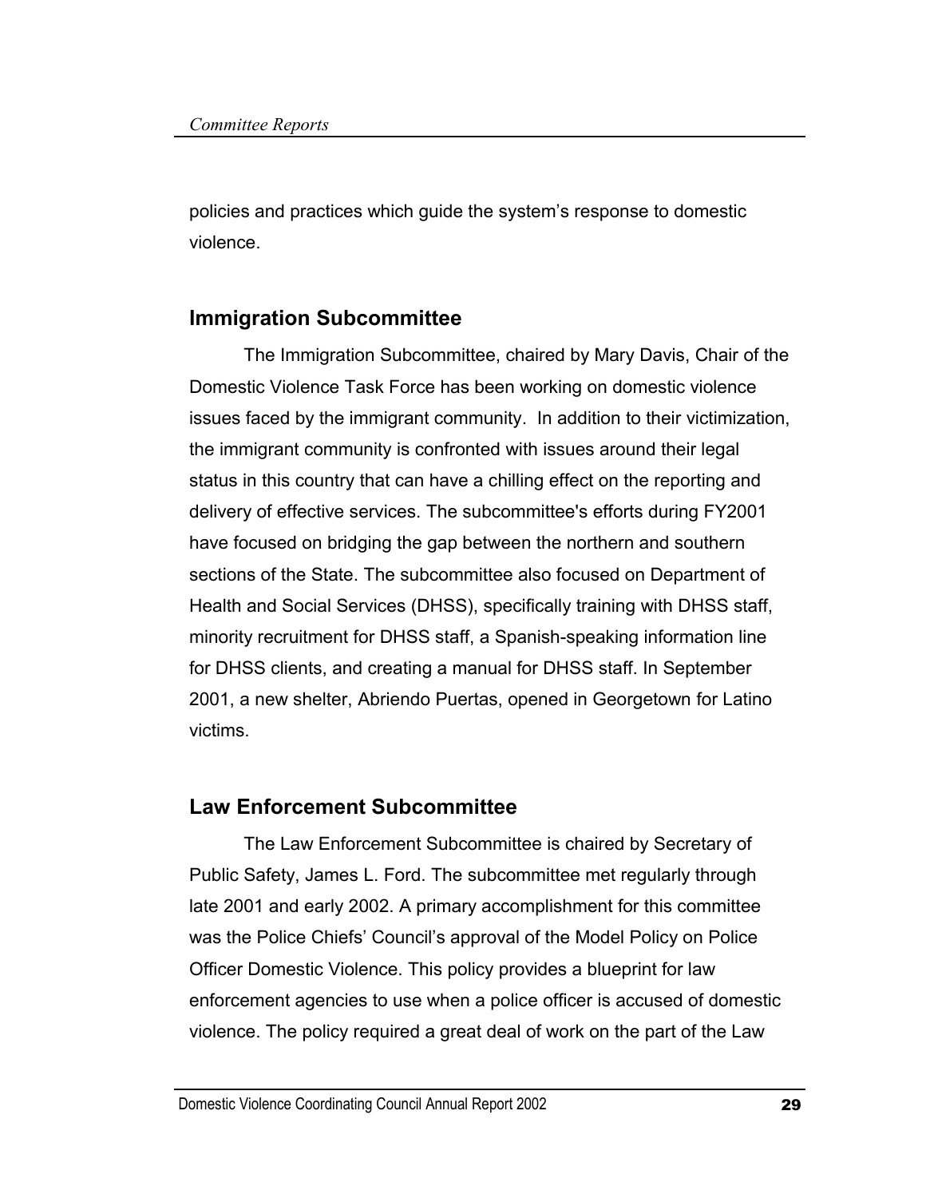policies and practices which guide the system's response to domestic violence.

## Immigration Subcommittee

The Immigration Subcommittee, chaired by Mary Davis, Chair of the Domestic Violence Task Force has been working on domestic violence issues faced by the immigrant community. In addition to their victimization, the immigrant community is confronted with issues around their legal status in this country that can have a chilling effect on the reporting and delivery of effective services. The subcommittee's efforts during FY2001 have focused on bridging the gap between the northern and southern sections of the State. The subcommittee also focused on Department of Health and Social Services (DHSS), specifically training with DHSS staff, minority recruitment for DHSS staff, a Spanish-speaking information line for DHSS clients, and creating a manual for DHSS staff. In September 2001, a new shelter, Abriendo Puertas, opened in Georgetown for Latino victims.

## Law Enforcement Subcommittee

The Law Enforcement Subcommittee is chaired by Secretary of Public Safety, James L. Ford. The subcommittee met regularly through late 2001 and early 2002. A primary accomplishment for this committee was the Police Chiefs' Council's approval of the Model Policy on Police Officer Domestic Violence. This policy provides a blueprint for law enforcement agencies to use when a police officer is accused of domestic violence. The policy required a great deal of work on the part of the Law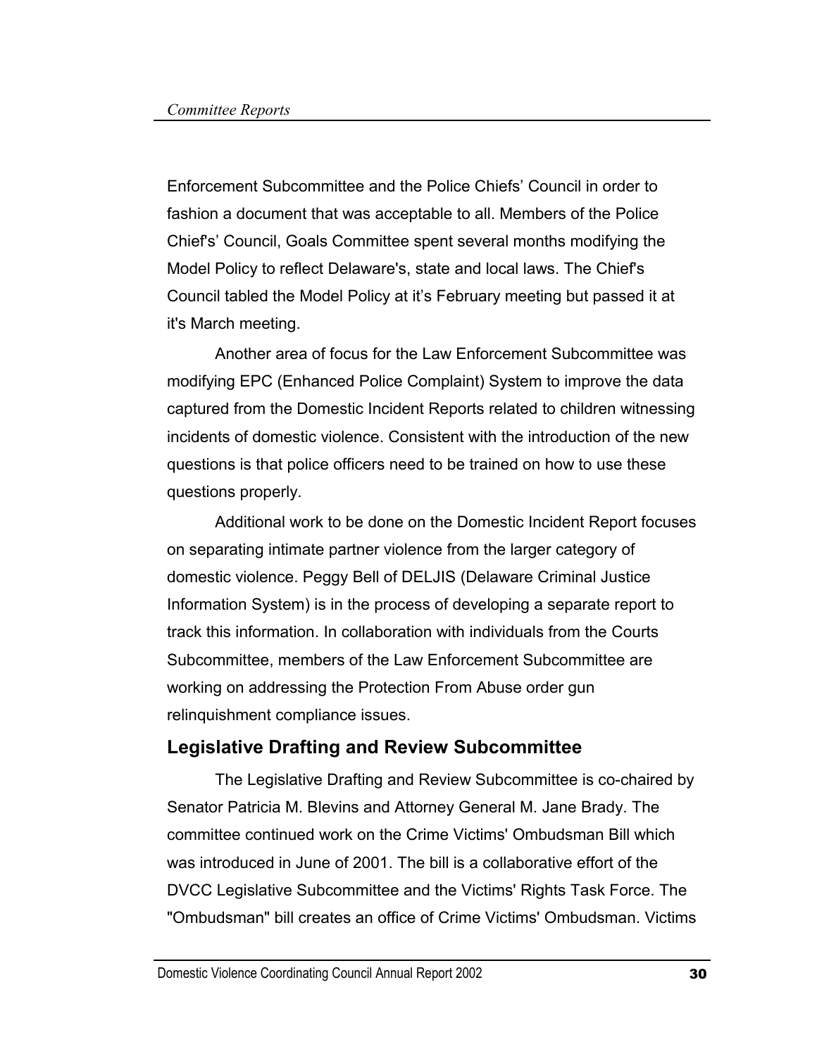Enforcement Subcommittee and the Police Chiefs' Council in order to fashion a document that was acceptable to all. Members of the Police Chief's' Council, Goals Committee spent several months modifying the Model Policy to reflect Delaware's, state and local laws. The Chief's Council tabled the Model Policy at it's February meeting but passed it at it's March meeting.

Another area of focus for the Law Enforcement Subcommittee was modifying EPC (Enhanced Police Complaint) System to improve the data captured from the Domestic Incident Reports related to children witnessing incidents of domestic violence. Consistent with the introduction of the new questions is that police officers need to be trained on how to use these questions properly.

Additional work to be done on the Domestic Incident Report focuses on separating intimate partner violence from the larger category of domestic violence. Peggy Bell of DELJIS (Delaware Criminal Justice Information System) is in the process of developing a separate report to track this information. In collaboration with individuals from the Courts Subcommittee, members of the Law Enforcement Subcommittee are working on addressing the Protection From Abuse order gun relinquishment compliance issues.

## Legislative Drafting and Review Subcommittee

The Legislative Drafting and Review Subcommittee is co-chaired by Senator Patricia M. Blevins and Attorney General M. Jane Brady. The committee continued work on the Crime Victims' Ombudsman Bill which was introduced in June of 2001. The bill is a collaborative effort of the DVCC Legislative Subcommittee and the Victims' Rights Task Force. The "Ombudsman" bill creates an office of Crime Victims' Ombudsman. Victims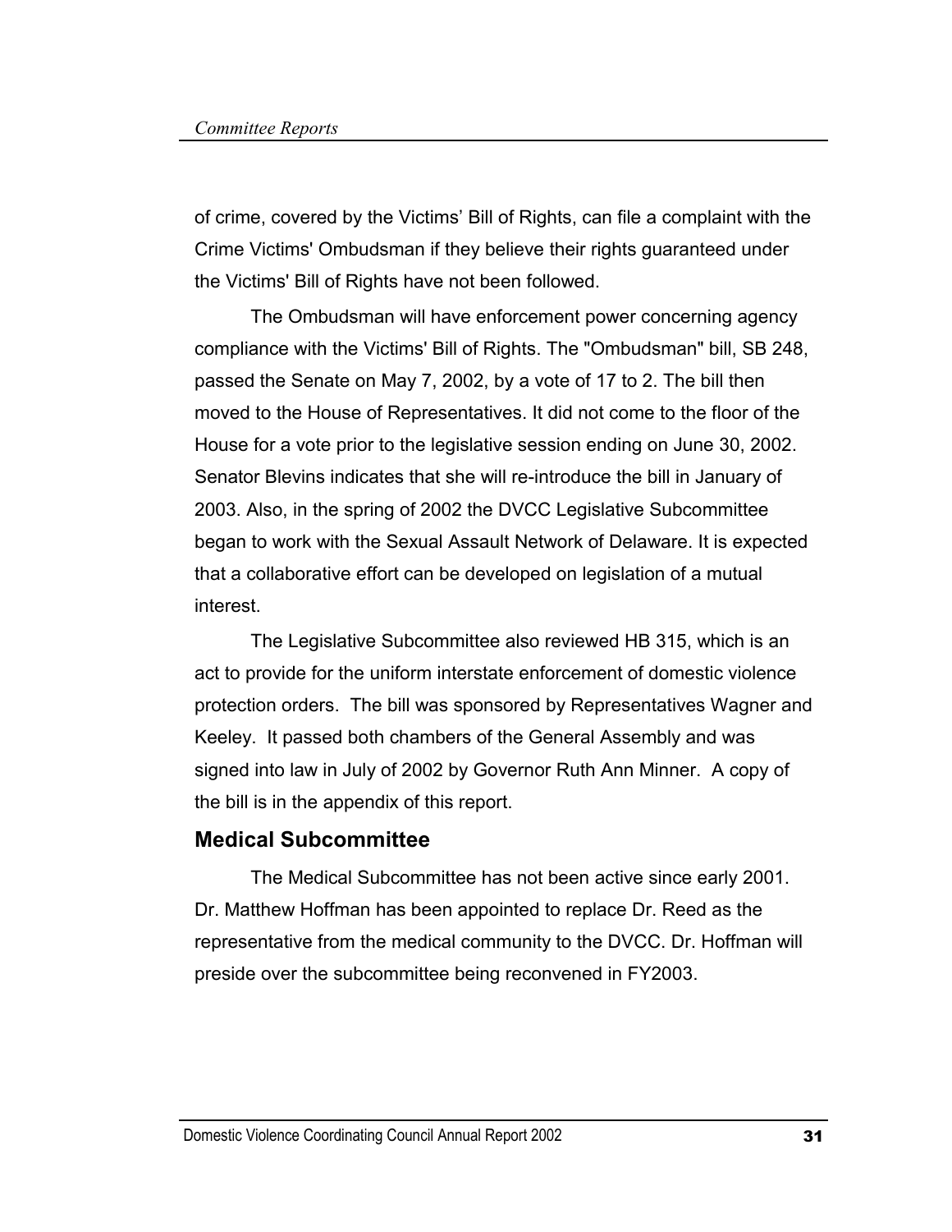of crime, covered by the Victims' Bill of Rights, can file a complaint with the Crime Victims' Ombudsman if they believe their rights guaranteed under the Victims' Bill of Rights have not been followed.

The Ombudsman will have enforcement power concerning agency compliance with the Victims' Bill of Rights. The "Ombudsman" bill, SB 248, passed the Senate on May 7, 2002, by a vote of 17 to 2. The bill then moved to the House of Representatives. It did not come to the floor of the House for a vote prior to the legislative session ending on June 30, 2002. Senator Blevins indicates that she will re-introduce the bill in January of 2003. Also, in the spring of 2002 the DVCC Legislative Subcommittee began to work with the Sexual Assault Network of Delaware. It is expected that a collaborative effort can be developed on legislation of a mutual interest.

The Legislative Subcommittee also reviewed HB 315, which is an act to provide for the uniform interstate enforcement of domestic violence protection orders. The bill was sponsored by Representatives Wagner and Keeley. It passed both chambers of the General Assembly and was signed into law in July of 2002 by Governor Ruth Ann Minner. A copy of the bill is in the appendix of this report.

### Medical Subcommittee

The Medical Subcommittee has not been active since early 2001. Dr. Matthew Hoffman has been appointed to replace Dr. Reed as the representative from the medical community to the DVCC. Dr. Hoffman will preside over the subcommittee being reconvened in FY2003.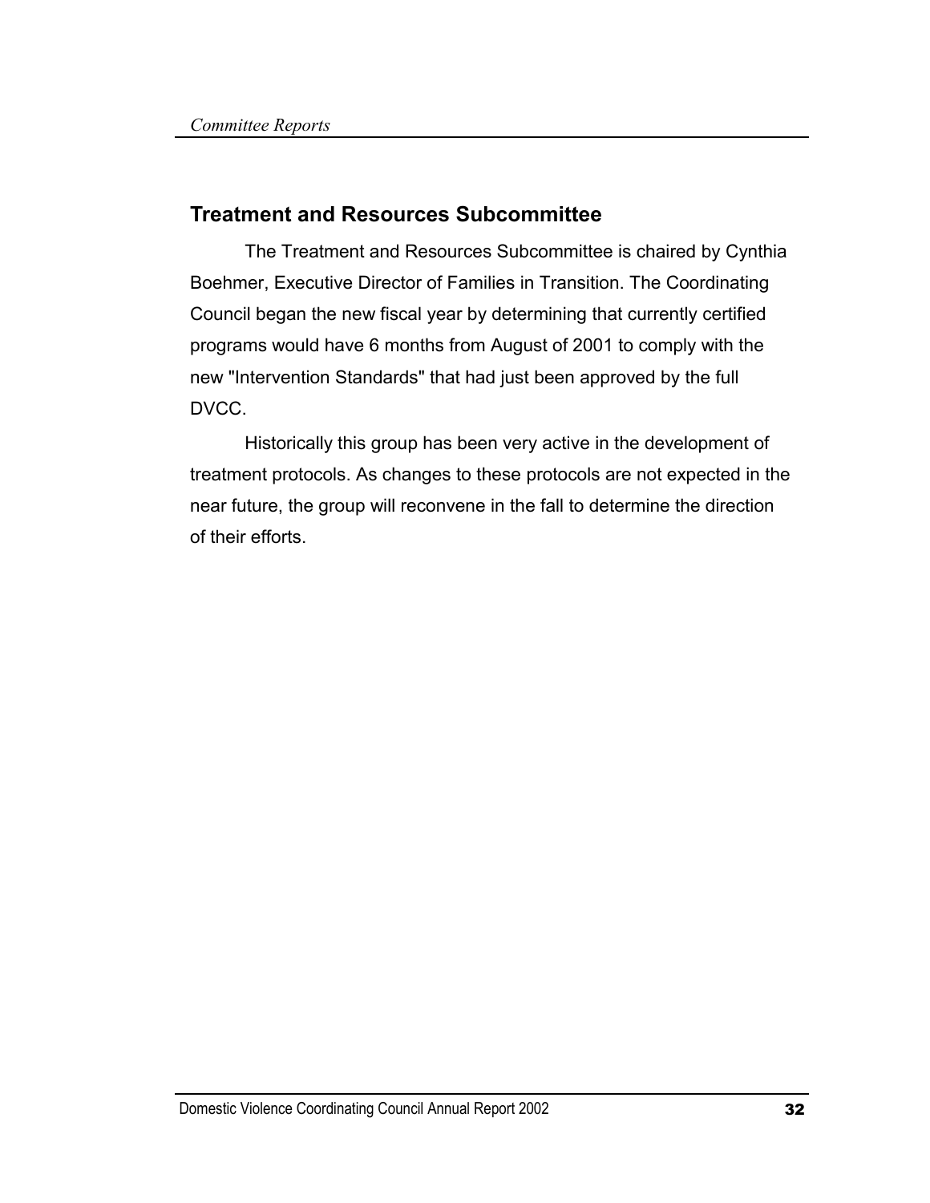## Treatment and Resources Subcommittee

The Treatment and Resources Subcommittee is chaired by Cynthia Boehmer, Executive Director of Families in Transition. The Coordinating Council began the new fiscal year by determining that currently certified programs would have 6 months from August of 2001 to comply with the new "Intervention Standards" that had just been approved by the full DVCC.

Historically this group has been very active in the development of treatment protocols. As changes to these protocols are not expected in the near future, the group will reconvene in the fall to determine the direction of their efforts.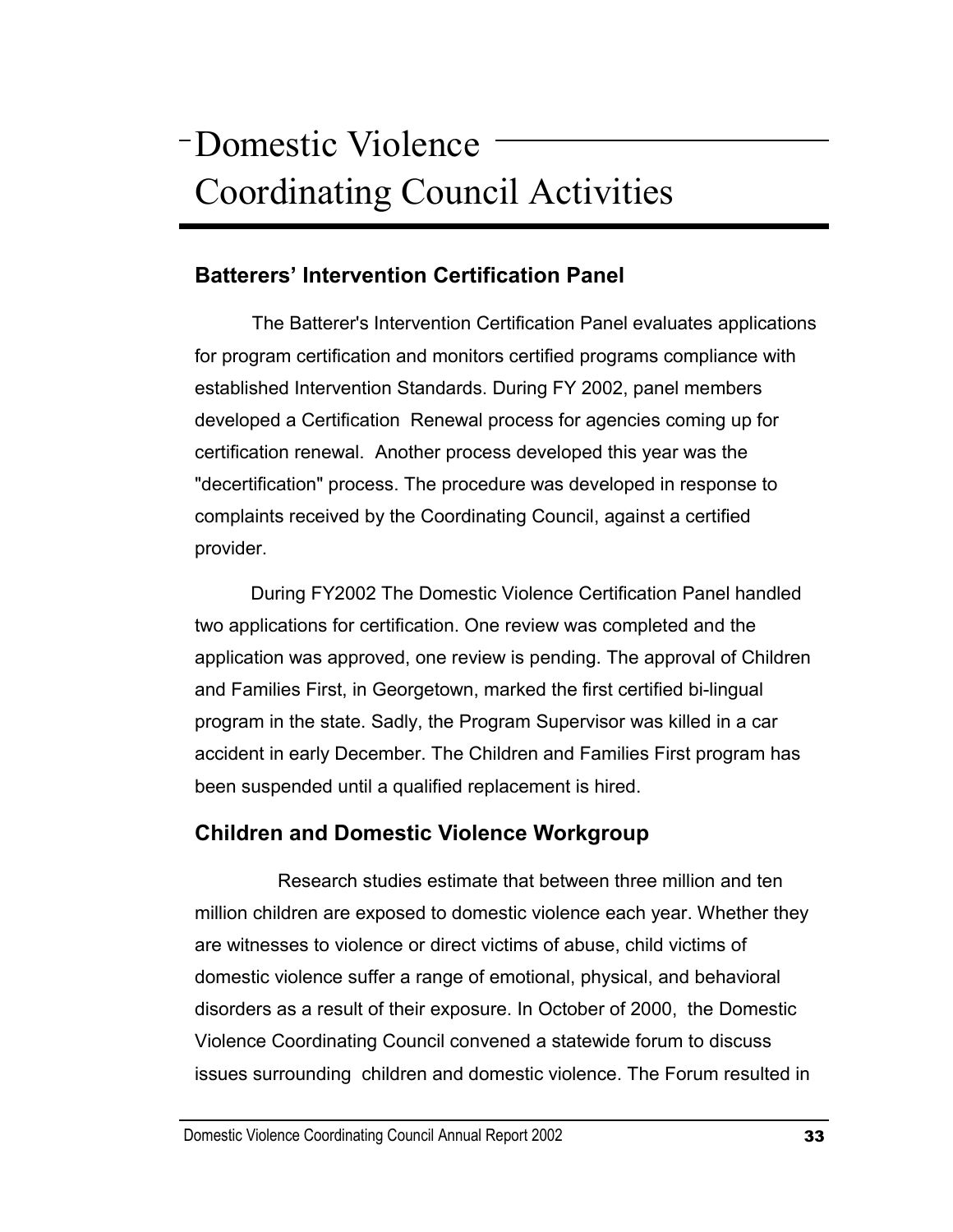# Domestic Violence Coordinating Council Activities

## Batterers' Intervention Certification Panel

The Batterer's Intervention Certification Panel evaluates applications for program certification and monitors certified programs compliance with established Intervention Standards. During FY 2002, panel members developed a Certification Renewal process for agencies coming up for certification renewal. Another process developed this year was the "decertification" process. The procedure was developed in response to complaints received by the Coordinating Council, against a certified provider.

During FY2002 The Domestic Violence Certification Panel handled two applications for certification. One review was completed and the application was approved, one review is pending. The approval of Children and Families First, in Georgetown, marked the first certified bi-lingual program in the state. Sadly, the Program Supervisor was killed in a car accident in early December. The Children and Families First program has been suspended until a qualified replacement is hired.

## Children and Domestic Violence Workgroup

Research studies estimate that between three million and ten million children are exposed to domestic violence each year. Whether they are witnesses to violence or direct victims of abuse, child victims of domestic violence suffer a range of emotional, physical, and behavioral disorders as a result of their exposure. In October of 2000, the Domestic Violence Coordinating Council convened a statewide forum to discuss issues surrounding children and domestic violence. The Forum resulted in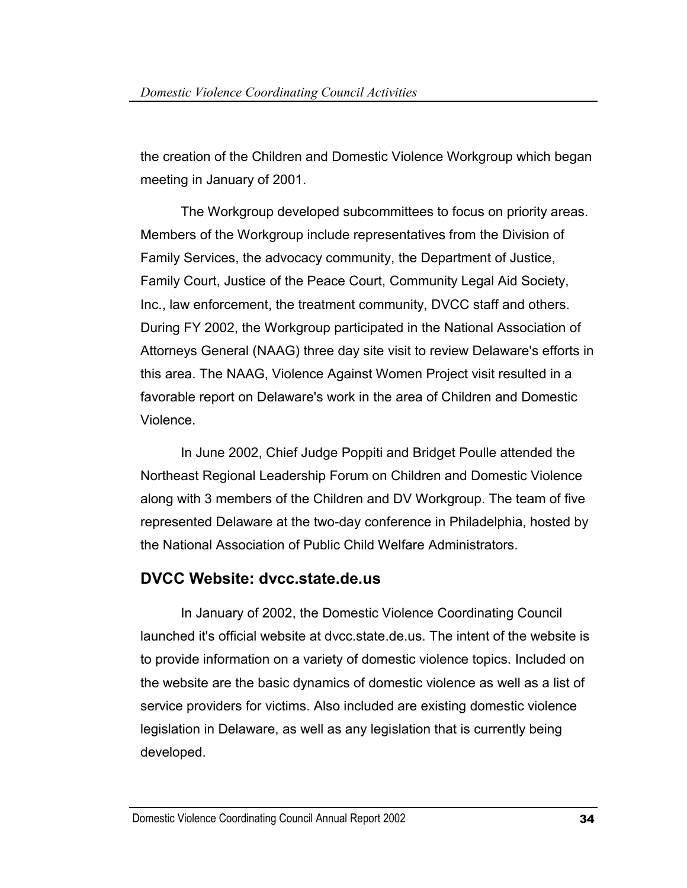the creation of the Children and Domestic Violence Workgroup which began meeting in January of 2001.

The Workgroup developed subcommittees to focus on priority areas. Members of the Workgroup include representatives from the Division of Family Services, the advocacy community, the Department of Justice, Family Court, Justice of the Peace Court, Community Legal Aid Society, Inc., law enforcement, the treatment community, DVCC staff and others. During FY 2002, the Workgroup participated in the National Association of Attorneys General (NAAG) three day site visit to review Delaware's efforts in this area. The NAAG, Violence Against Women Project visit resulted in a favorable report on Delaware's work in the area of Children and Domestic Violence.

In June 2002, Chief Judge Poppiti and Bridget Poulle attended the Northeast Regional Leadership Forum on Children and Domestic Violence along with 3 members of the Children and DV Workgroup. The team of five represented Delaware at the two-day conference in Philadelphia, hosted by the National Association of Public Child Welfare Administrators.

## DVCC Website: dvcc.state.de.us

In January of 2002, the Domestic Violence Coordinating Council launched it's official website at dvcc.state.de.us. The intent of the website is to provide information on a variety of domestic violence topics. Included on the website are the basic dynamics of domestic violence as well as a list of service providers for victims. Also included are existing domestic violence legislation in Delaware, as well as any legislation that is currently being developed.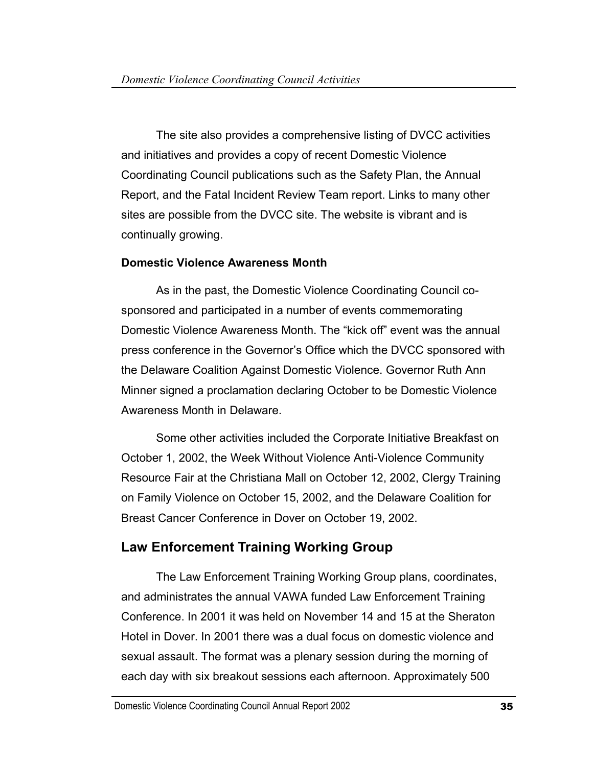The site also provides a comprehensive listing of DVCC activities and initiatives and provides a copy of recent Domestic Violence Coordinating Council publications such as the Safety Plan, the Annual Report, and the Fatal Incident Review Team report. Links to many other sites are possible from the DVCC site. The website is vibrant and is continually growing.

**Domestic Violence Awareness Month**

As in the past, the Domestic Violence Coordinating Council co-sponsored and participated in a number of events commemorating Domestic Violence Awareness Month. The "kick off" event was the annual press conference in the Governor's Office which the DVCC sponsored with the Delaware Coalition Against Domestic Violence. Governor Ruth Ann Minner signed a proclamation declaring October to be Domestic Violence Awareness Month in Delaware.

Some other activities included the Corporate Initiative Breakfast on October 1, 2002, the Week Without Violence Anti-Violence Community Resource Fair at the Christiana Mall on October 12, 2002, Clergy Training on Family Violence on October 15, 2002, and the Delaware Coalition for Breast Cancer Conference in Dover on October 19, 2002.

## Law Enforcement Training Working Group

The Law Enforcement Training Working Group plans, coordinates, and administrates the annual VAWA funded Law Enforcement Training Conference. In 2001 it was held on November 14 and 15 at the Sheraton Hotel in Dover. In 2001 there was a dual focus on domestic violence and sexual assault. The format was a plenary session during the morning of each day with six breakout sessions each afternoon. Approximately 500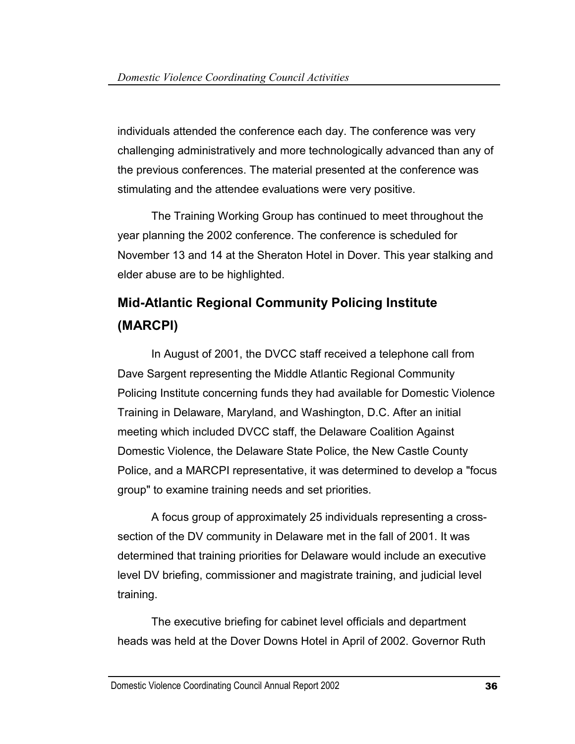individuals attended the conference each day. The conference was very challenging administratively and more technologically advanced than any of the previous conferences. The material presented at the conference was stimulating and the attendee evaluations were very positive.

The Training Working Group has continued to meet throughout the year planning the 2002 conference. The conference is scheduled for November 13 and 14 at the Sheraton Hotel in Dover. This year stalking and elder abuse are to be highlighted.

## Mid-Atlantic Regional Community Policing Institute (MARCPI)

In August of 2001, the DVCC staff received a telephone call from Dave Sargent representing the Middle Atlantic Regional Community Policing Institute concerning funds they had available for Domestic Violence Training in Delaware, Maryland, and Washington, D.C. After an initial meeting which included DVCC staff, the Delaware Coalition Against Domestic Violence, the Delaware State Police, the New Castle County Police, and a MARCPI representative, it was determined to develop a "focus group" to examine training needs and set priorities.

A focus group of approximately 25 individuals representing a cross-section of the DV community in Delaware met in the fall of 2001. It was determined that training priorities for Delaware would include an executive level DV briefing, commissioner and magistrate training, and judicial level training.

The executive briefing for cabinet level officials and department heads was held at the Dover Downs Hotel in April of 2002. Governor Ruth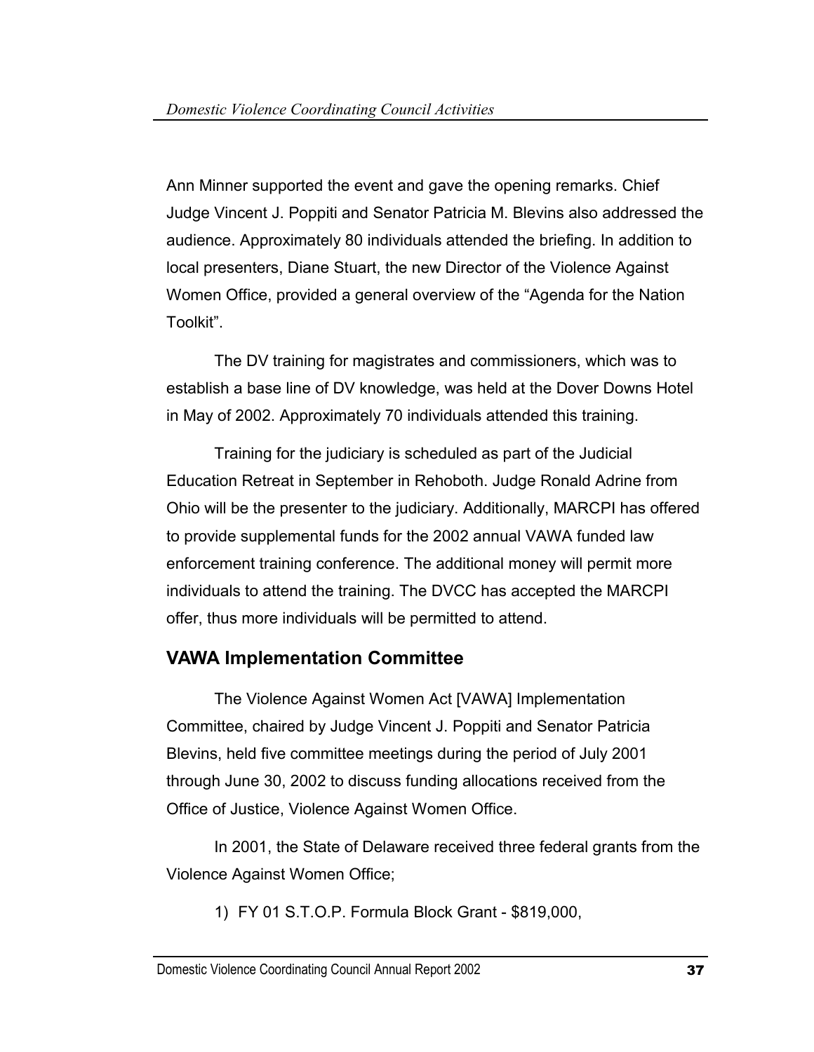Ann Minner supported the event and gave the opening remarks. Chief Judge Vincent J. Poppiti and Senator Patricia M. Blevins also addressed the audience. Approximately 80 individuals attended the briefing. In addition to local presenters, Diane Stuart, the new Director of the Violence Against Women Office, provided a general overview of the "Agenda for the Nation Toolkit".

The DV training for magistrates and commissioners, which was to establish a base line of DV knowledge, was held at the Dover Downs Hotel in May of 2002. Approximately 70 individuals attended this training.

Training for the judiciary is scheduled as part of the Judicial Education Retreat in September in Rehoboth. Judge Ronald Adrine from Ohio will be the presenter to the judiciary. Additionally, MARCPI has offered to provide supplemental funds for the 2002 annual VAWA funded law enforcement training conference. The additional money will permit more individuals to attend the training. The DVCC has accepted the MARCPI offer, thus more individuals will be permitted to attend.

## VAWA Implementation Committee

The Violence Against Women Act [VAWA] Implementation Committee, chaired by Judge Vincent J. Poppiti and Senator Patricia Blevins, held five committee meetings during the period of July 2001 through June 30, 2002 to discuss funding allocations received from the Office of Justice, Violence Against Women Office.

In 2001, the State of Delaware received three federal grants from the Violence Against Women Office;

1) FY 01 S.T.O.P. Formula Block Grant - $819,000,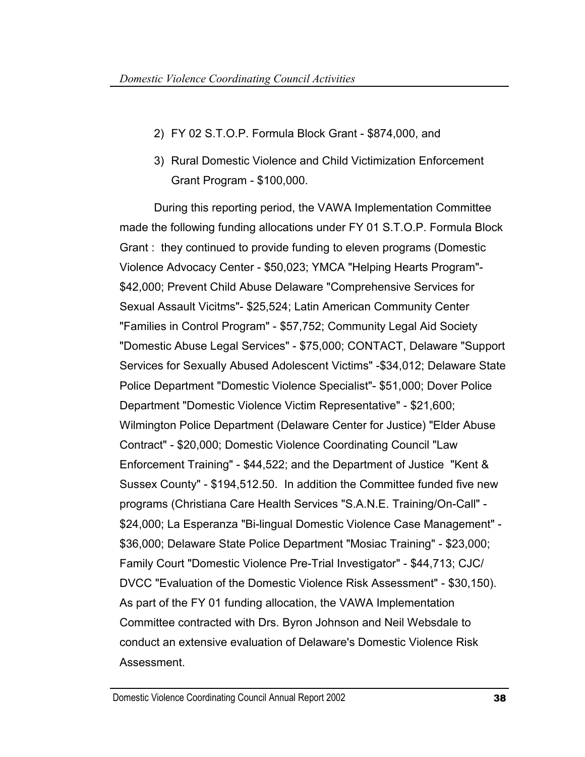2) FY 02 S.T.O.P. Formula Block Grant - $874,000, and

3) Rural Domestic Violence and Child Victimization Enforcement Grant Program - $100,000.

During this reporting period, the VAWA Implementation Committee made the following funding allocations under FY 01 S.T.O.P. Formula Block Grant : they continued to provide funding to eleven programs (Domestic Violence Advocacy Center - $50,023; YMCA "Helping Hearts Program"- $42,000; Prevent Child Abuse Delaware "Comprehensive Services for Sexual Assault Vicitms"- $25,524; Latin American Community Center "Families in Control Program" - $57,752; Community Legal Aid Society "Domestic Abuse Legal Services" - $75,000; CONTACT, Delaware "Support Services for Sexually Abused Adolescent Victims" -$34,012; Delaware State Police Department "Domestic Violence Specialist"- $51,000; Dover Police Department "Domestic Violence Victim Representative" - $21,600; Wilmington Police Department (Delaware Center for Justice) "Elder Abuse Contract" - $20,000; Domestic Violence Coordinating Council "Law Enforcement Training" - $44,522; and the Department of Justice "Kent & Sussex County" - $194,512.50. In addition the Committee funded five new programs (Christiana Care Health Services "S.A.N.E. Training/On-Call" - $24,000; La Esperanza "Bi-lingual Domestic Violence Case Management" - $36,000; Delaware State Police Department "Mosiac Training" - $23,000; Family Court "Domestic Violence Pre-Trial Investigator" - $44,713; CJC/ DVCC "Evaluation of the Domestic Violence Risk Assessment" - $30,150). As part of the FY 01 funding allocation, the VAWA Implementation Committee contracted with Drs. Byron Johnson and Neil Websdale to conduct an extensive evaluation of Delaware's Domestic Violence Risk Assessment.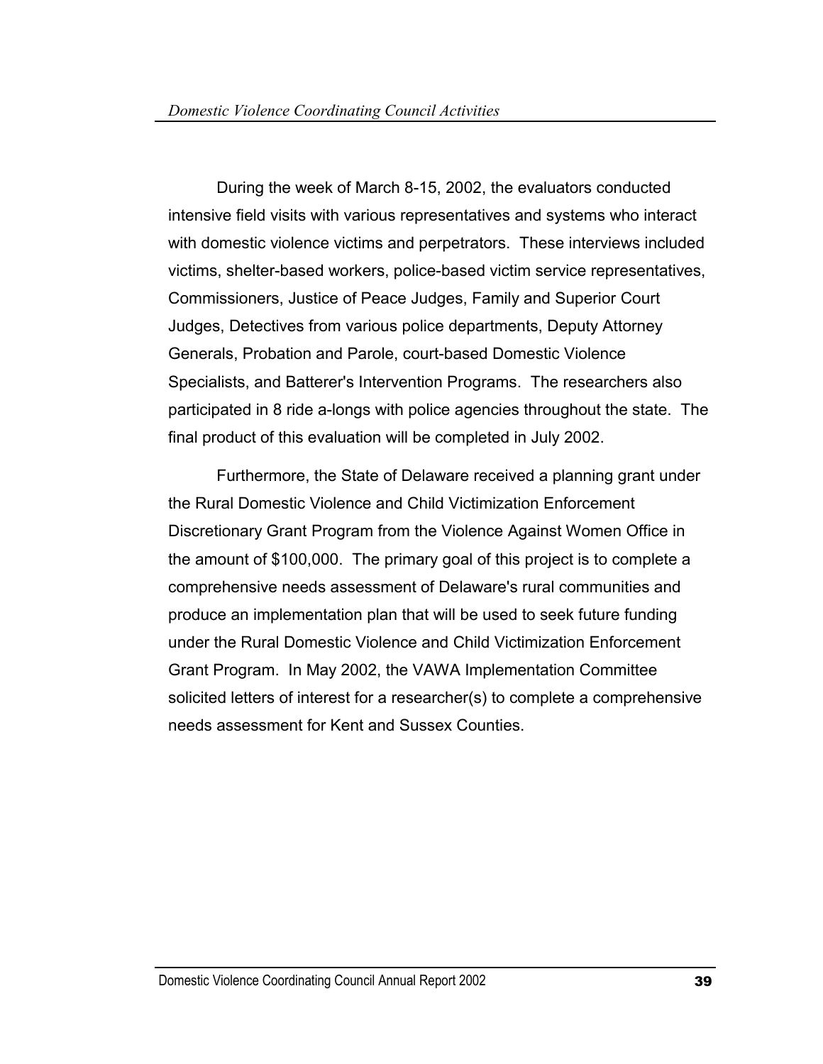During the week of March 8-15, 2002, the evaluators conducted intensive field visits with various representatives and systems who interact with domestic violence victims and perpetrators. These interviews included victims, shelter-based workers, police-based victim service representatives, Commissioners, Justice of Peace Judges, Family and Superior Court Judges, Detectives from various police departments, Deputy Attorney Generals, Probation and Parole, court-based Domestic Violence Specialists, and Batterer's Intervention Programs. The researchers also participated in 8 ride a-longs with police agencies throughout the state. The final product of this evaluation will be completed in July 2002.

Furthermore, the State of Delaware received a planning grant under the Rural Domestic Violence and Child Victimization Enforcement Discretionary Grant Program from the Violence Against Women Office in the amount of $100,000. The primary goal of this project is to complete a comprehensive needs assessment of Delaware's rural communities and produce an implementation plan that will be used to seek future funding under the Rural Domestic Violence and Child Victimization Enforcement Grant Program. In May 2002, the VAWA Implementation Committee solicited letters of interest for a researcher(s) to complete a comprehensive needs assessment for Kent and Sussex Counties.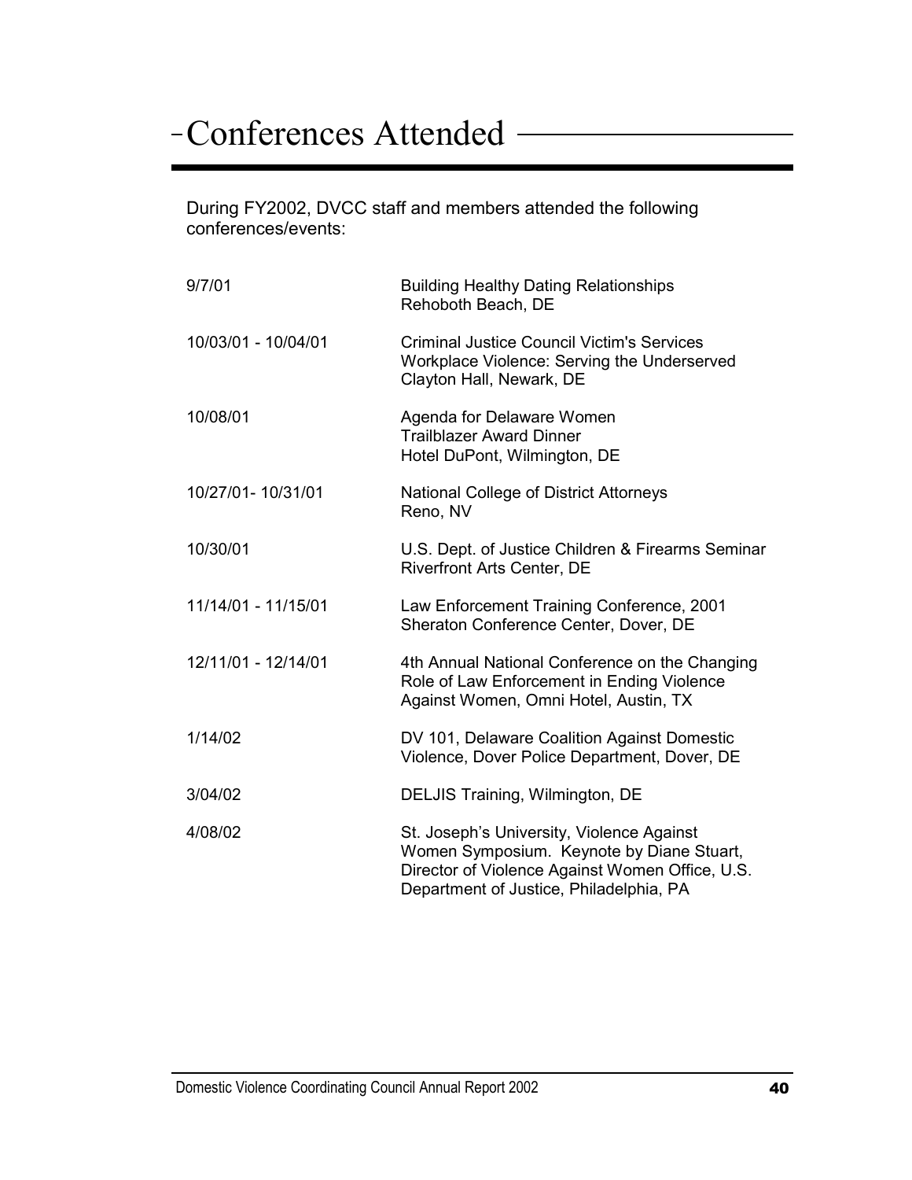# Conferences Attended

During FY2002, DVCC staff and members attended the following conferences/events:

| | |
|---|---|
| 9/7/01 | Building Healthy Dating Relationships<br>Rehoboth Beach, DE |
| 10/03/01 - 10/04/01 | Criminal Justice Council Victim's Services<br>Workplace Violence: Serving the Underserved<br>Clayton Hall, Newark, DE |
| 10/08/01 | Agenda for Delaware Women<br>Trailblazer Award Dinner<br>Hotel DuPont, Wilmington, DE |
| 10/27/01- 10/31/01 | National College of District Attorneys<br>Reno, NV |
| 10/30/01 | U.S. Dept. of Justice Children & Firearms Seminar<br>Riverfront Arts Center, DE |
| 11/14/01 - 11/15/01 | Law Enforcement Training Conference, 2001<br>Sheraton Conference Center, Dover, DE |
| 12/11/01 - 12/14/01 | 4th Annual National Conference on the Changing Role of Law Enforcement in Ending Violence Against Women, Omni Hotel, Austin, TX |
| 1/14/02 | DV 101, Delaware Coalition Against Domestic Violence, Dover Police Department, Dover, DE |
| 3/04/02 | DELJIS Training, Wilmington, DE |
| 4/08/02 | St. Joseph's University, Violence Against Women Symposium. Keynote by Diane Stuart, Director of Violence Against Women Office, U.S. Department of Justice, Philadelphia, PA |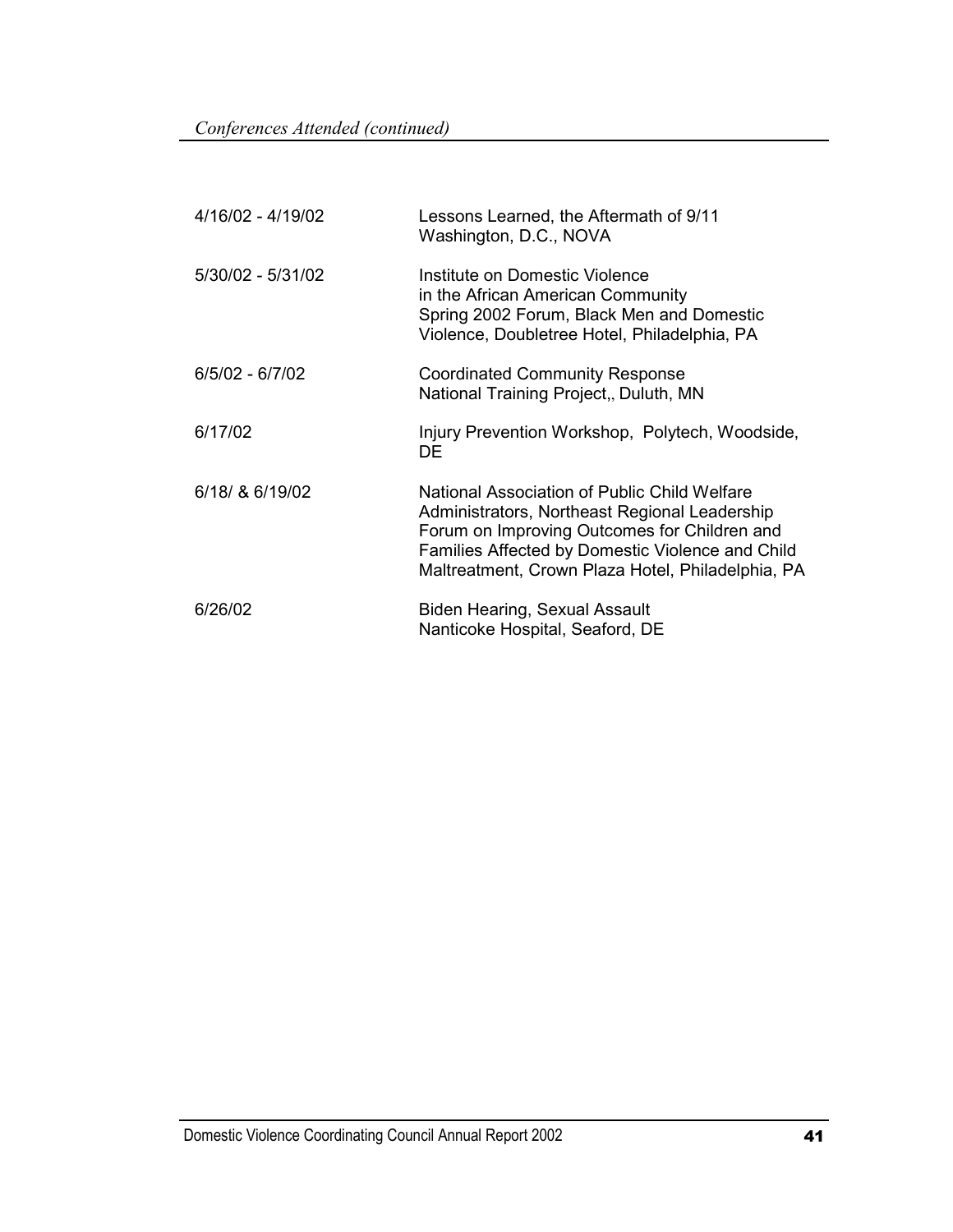*Conferences Attended (continued)*

| | |
|---|---|
| 4/16/02 - 4/19/02 | Lessons Learned, the Aftermath of 9/11 Washington, D.C., NOVA |
| 5/30/02 - 5/31/02 | Institute on Domestic Violence in the African American Community Spring 2002 Forum, Black Men and Domestic Violence, Doubletree Hotel, Philadelphia, PA |
| 6/5/02 - 6/7/02 | Coordinated Community Response National Training Project,, Duluth, MN |
| 6/17/02 | Injury Prevention Workshop, Polytech, Woodside, DE |
| 6/18/ & 6/19/02 | National Association of Public Child Welfare Administrators, Northeast Regional Leadership Forum on Improving Outcomes for Children and Families Affected by Domestic Violence and Child Maltreatment, Crown Plaza Hotel, Philadelphia, PA |
| 6/26/02 | Biden Hearing, Sexual Assault Nanticoke Hospital, Seaford, DE |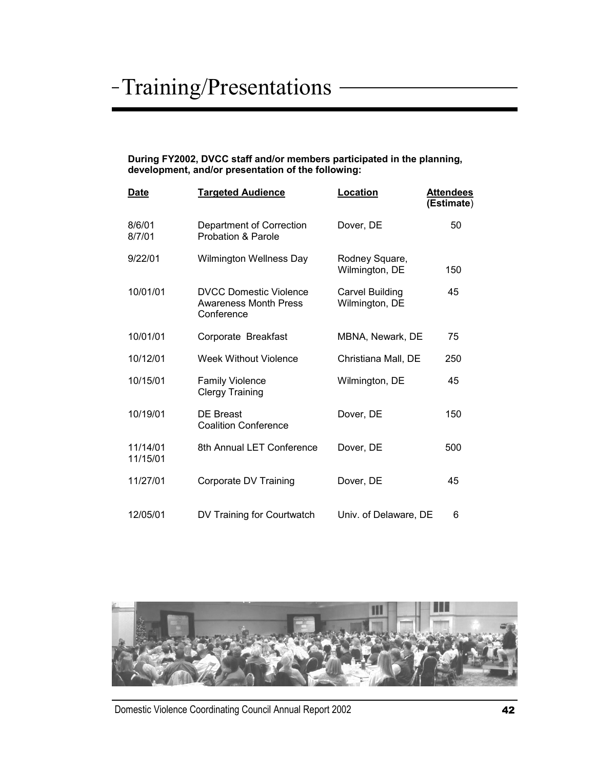# Training/Presentations

**During FY2002, DVCC staff and/or members participated in the planning, development, and/or presentation of the following:**

| Date | Targeted Audience | Location | Attendees (Estimate) |
|---|---|---|---|
| 8/6/01 8/7/01 | Department of Correction Probation & Parole | Dover, DE | 50 |
| 9/22/01 | Wilmington Wellness Day | Rodney Square, Wilmington, DE | 150 |
| 10/01/01 | DVCC Domestic Violence Awareness Month Press Conference | Carvel Building Wilmington, DE | 45 |
| 10/01/01 | Corporate Breakfast | MBNA, Newark, DE | 75 |
| 10/12/01 | Week Without Violence | Christiana Mall, DE | 250 |
| 10/15/01 | Family Violence Clergy Training | Wilmington, DE | 45 |
| 10/19/01 | DE Breast Coalition Conference | Dover, DE | 150 |
| 11/14/01 11/15/01 | 8th Annual LET Conference | Dover, DE | 500 |
| 11/27/01 | Corporate DV Training | Dover, DE | 45 |
| 12/05/01 | DV Training for Courtwatch | Univ. of Delaware, DE | 6 |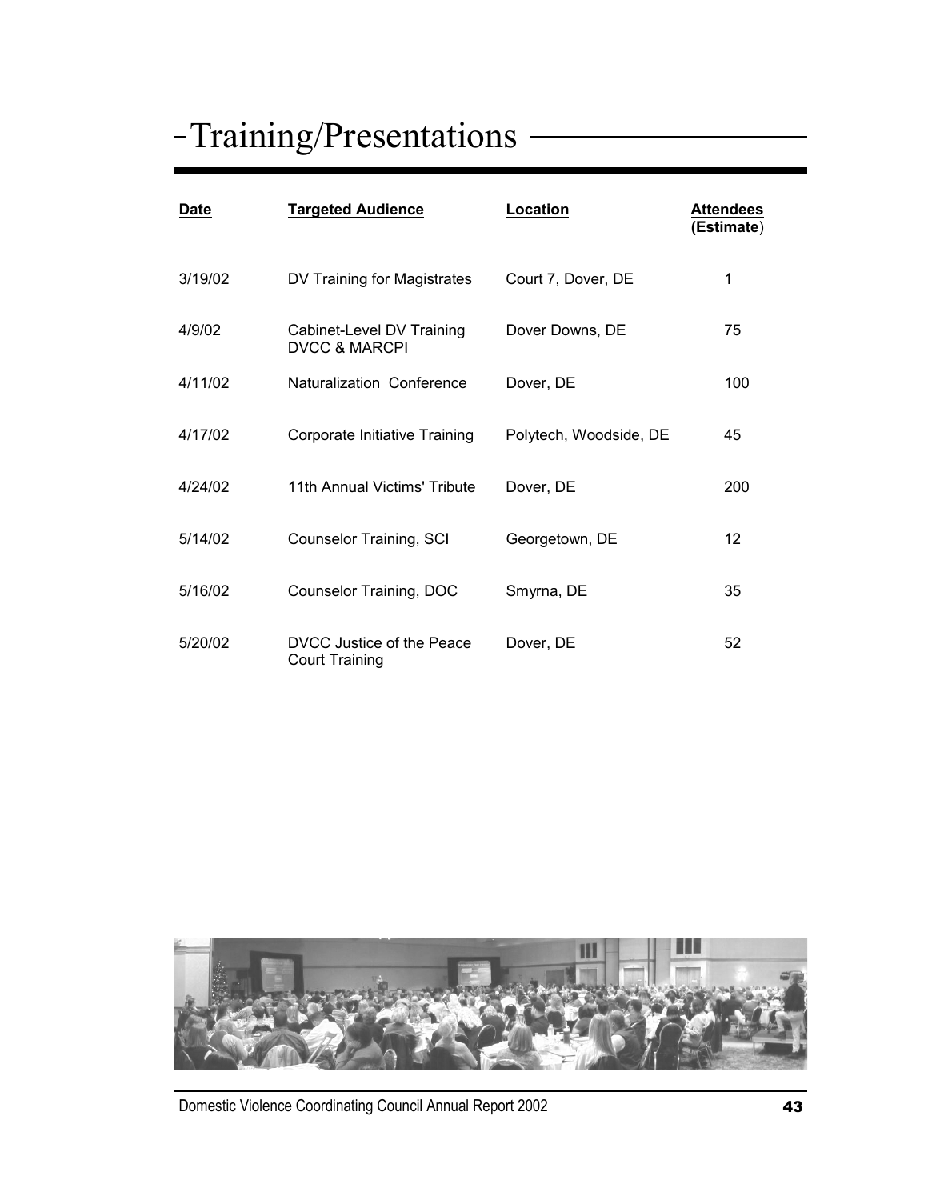# Training/Presentations

| Date | Targeted Audience | Location | Attendees (Estimate) |
|---|---|---|---|
| 3/19/02 | DV Training for Magistrates | Court 7, Dover, DE | 1 |
| 4/9/02 | Cabinet-Level DV Training DVCC & MARCPI | Dover Downs, DE | 75 |
| 4/11/02 | Naturalization Conference | Dover, DE | 100 |
| 4/17/02 | Corporate Initiative Training | Polytech, Woodside, DE | 45 |
| 4/24/02 | 11th Annual Victims' Tribute | Dover, DE | 200 |
| 5/14/02 | Counselor Training, SCI | Georgetown, DE | 12 |
| 5/16/02 | Counselor Training, DOC | Smyrna, DE | 35 |
| 5/20/02 | DVCC Justice of the Peace Court Training | Dover, DE | 52 |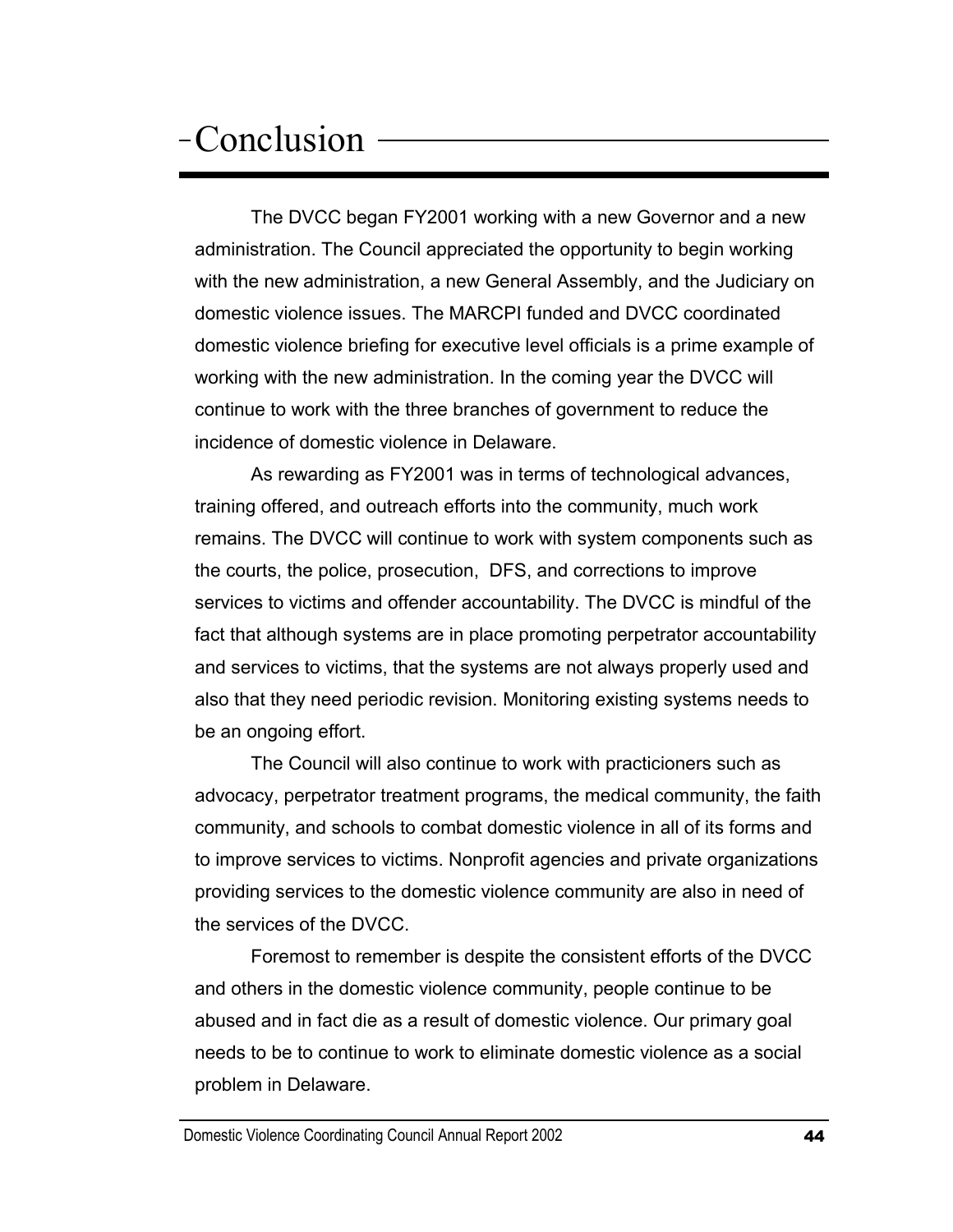# Conclusion

The DVCC began FY2001 working with a new Governor and a new administration. The Council appreciated the opportunity to begin working with the new administration, a new General Assembly, and the Judiciary on domestic violence issues. The MARCPI funded and DVCC coordinated domestic violence briefing for executive level officials is a prime example of working with the new administration. In the coming year the DVCC will continue to work with the three branches of government to reduce the incidence of domestic violence in Delaware.

As rewarding as FY2001 was in terms of technological advances, training offered, and outreach efforts into the community, much work remains. The DVCC will continue to work with system components such as the courts, the police, prosecution, DFS, and corrections to improve services to victims and offender accountability. The DVCC is mindful of the fact that although systems are in place promoting perpetrator accountability and services to victims, that the systems are not always properly used and also that they need periodic revision. Monitoring existing systems needs to be an ongoing effort.

The Council will also continue to work with practicioners such as advocacy, perpetrator treatment programs, the medical community, the faith community, and schools to combat domestic violence in all of its forms and to improve services to victims. Nonprofit agencies and private organizations providing services to the domestic violence community are also in need of the services of the DVCC.

Foremost to remember is despite the consistent efforts of the DVCC and others in the domestic violence community, people continue to be abused and in fact die as a result of domestic violence. Our primary goal needs to be to continue to work to eliminate domestic violence as a social problem in Delaware.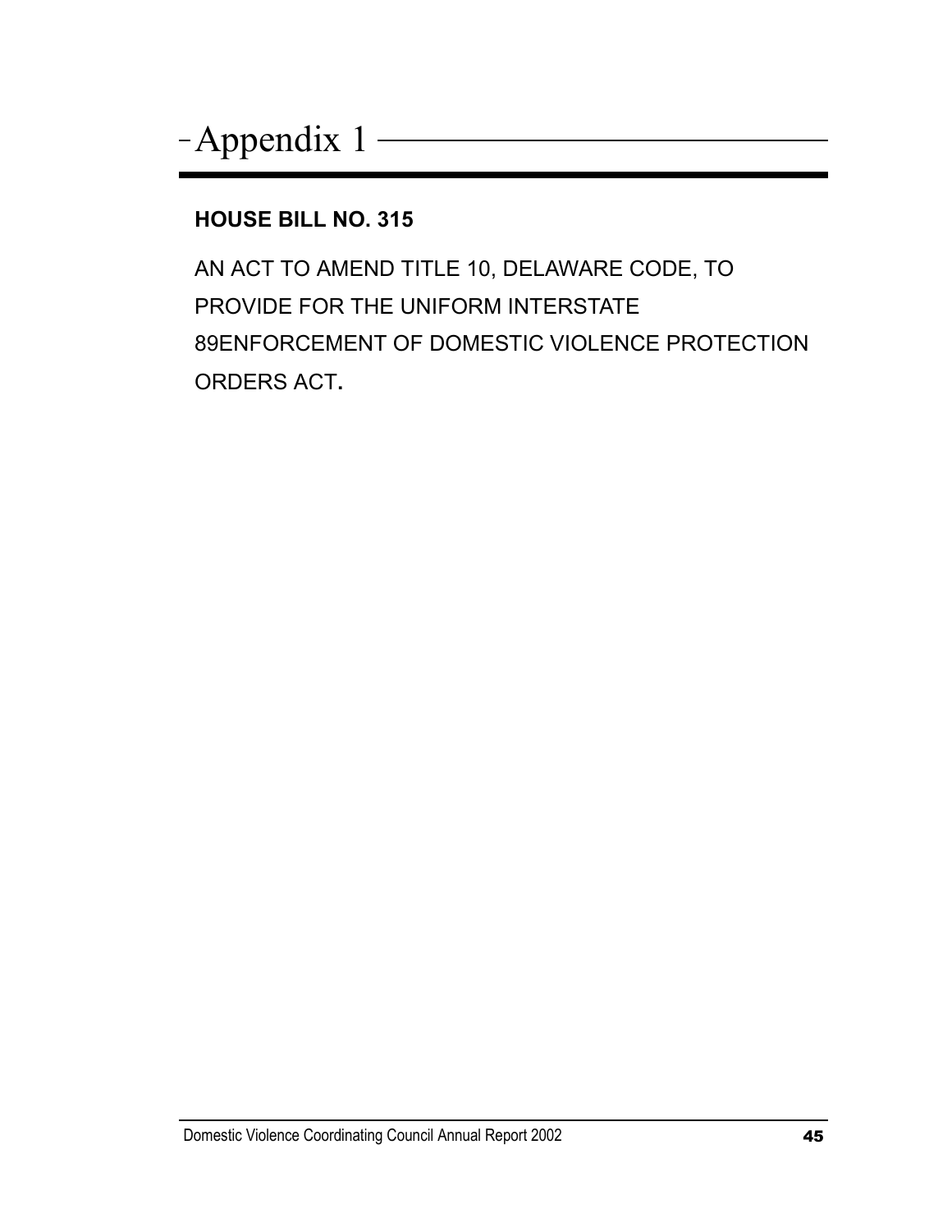# Appendix 1

**HOUSE BILL NO. 315**

AN ACT TO AMEND TITLE 10, DELAWARE CODE, TO PROVIDE FOR THE UNIFORM INTERSTATE 89ENFORCEMENT OF DOMESTIC VIOLENCE PROTECTION ORDERS ACT.